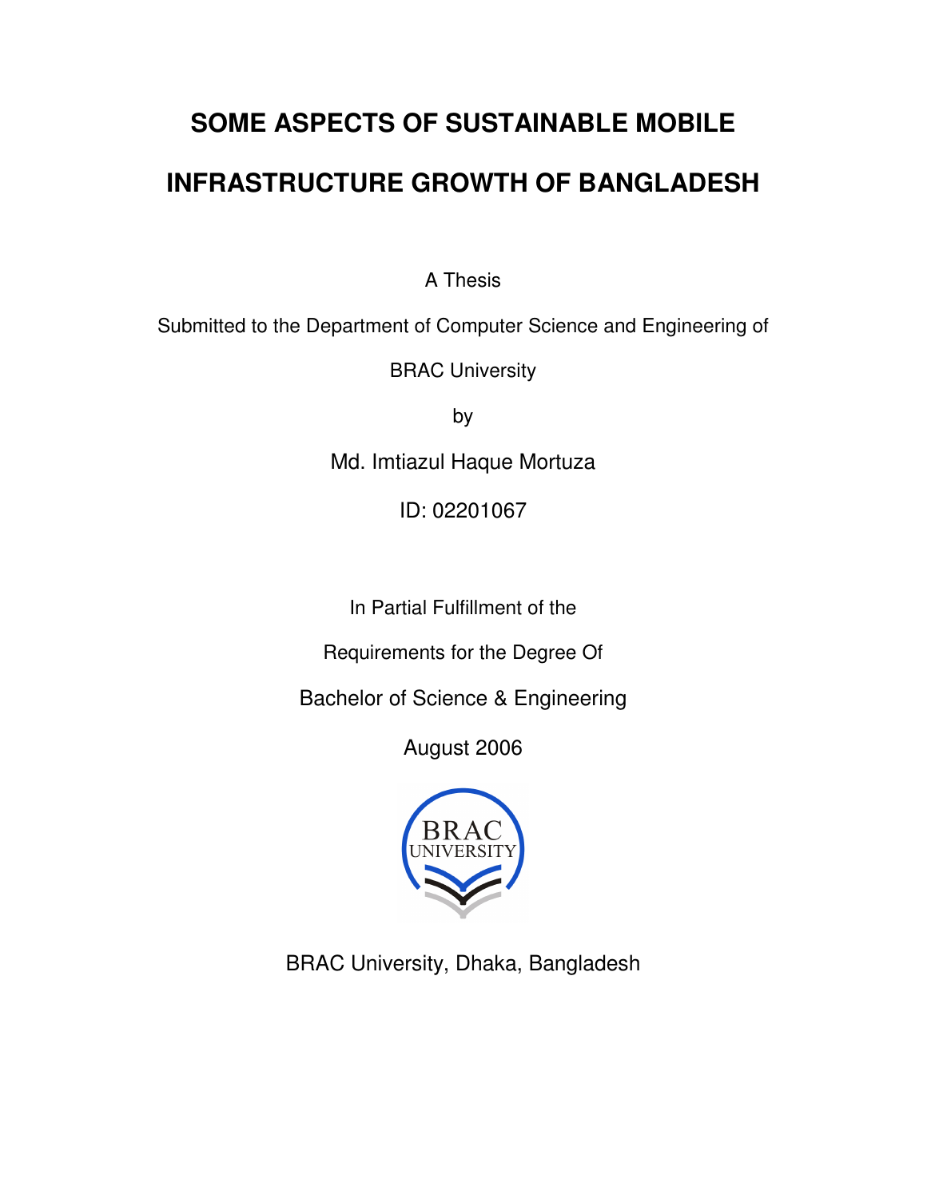# SOME ASPECTS OF SUSTAINABLE MOBILE INFRASTRUCTURE GROWTH OF BANGLADESH

A Thesis

Submitted to the Department of Computer Science and Engineering of

BRAC University

by

Md. Imtiazul Haque Mortuza

ID: 02201067

In Partial Fulfillment of the

Requirements for the Degree Of

Bachelor of Science & Engineering

August 2006

BRAC University, Dhaka, Bangladesh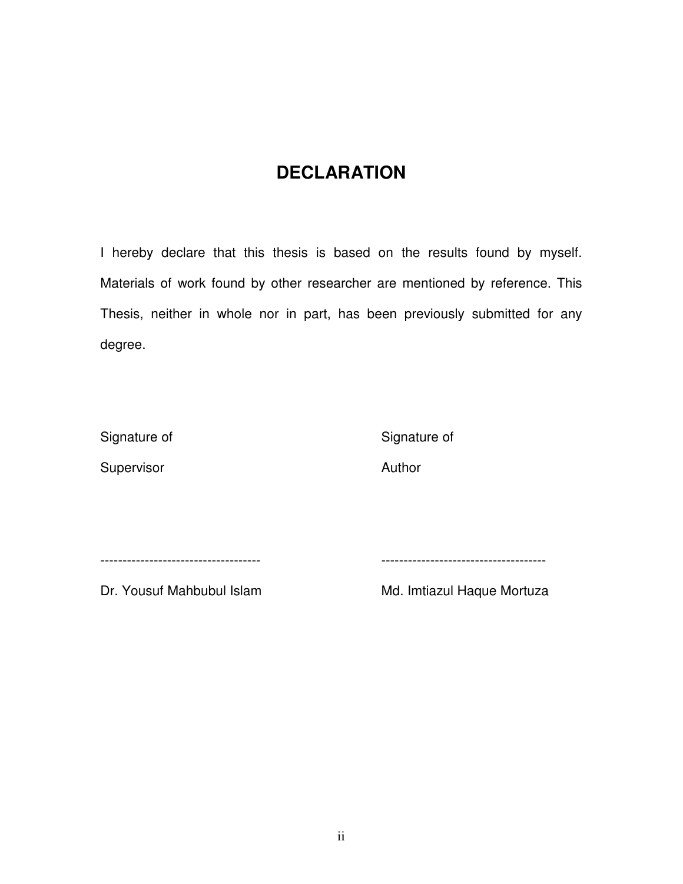# DECLARATION

I hereby declare that this thesis is based on the results found by myself. Materials of work found by other researcher are mentioned by reference. This Thesis, neither in whole nor in part, has been previously submitted for any degree.

| Signature of Supervisor | Signature of Author |
| --- | --- |
| ------------------------------------ | ------------------------------------- |
| Dr. Yousuf Mahbubul Islam | Md. Imtiazul Haque Mortuza |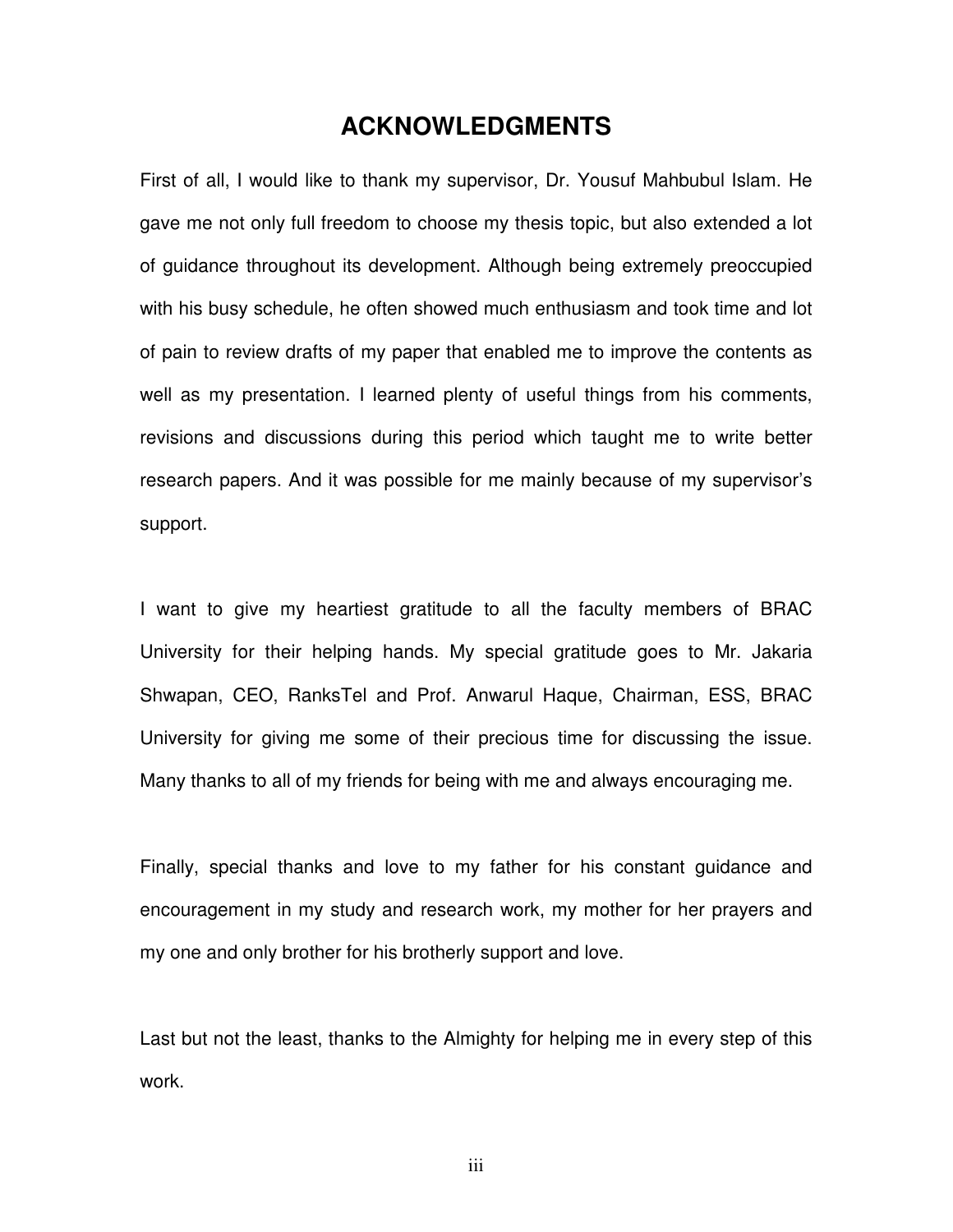# ACKNOWLEDGMENTS

First of all, I would like to thank my supervisor, Dr. Yousuf Mahbubul Islam. He gave me not only full freedom to choose my thesis topic, but also extended a lot of guidance throughout its development. Although being extremely preoccupied with his busy schedule, he often showed much enthusiasm and took time and lot of pain to review drafts of my paper that enabled me to improve the contents as well as my presentation. I learned plenty of useful things from his comments, revisions and discussions during this period which taught me to write better research papers. And it was possible for me mainly because of my supervisor's support.

I want to give my heartiest gratitude to all the faculty members of BRAC University for their helping hands. My special gratitude goes to Mr. Jakaria Shwapan, CEO, RanksTel and Prof. Anwarul Haque, Chairman, ESS, BRAC University for giving me some of their precious time for discussing the issue. Many thanks to all of my friends for being with me and always encouraging me.

Finally, special thanks and love to my father for his constant guidance and encouragement in my study and research work, my mother for her prayers and my one and only brother for his brotherly support and love.

Last but not the least, thanks to the Almighty for helping me in every step of this work.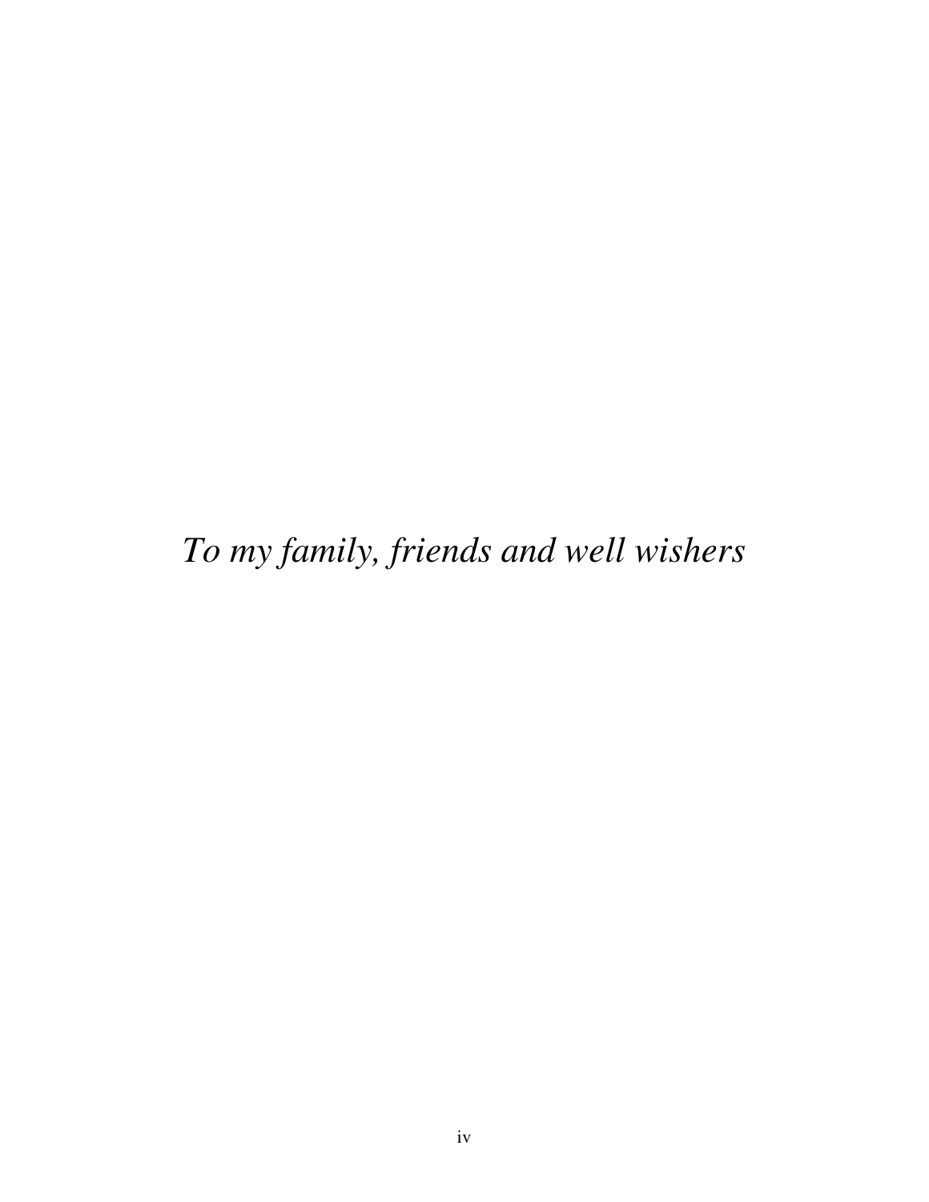*To my family, friends and well wishers*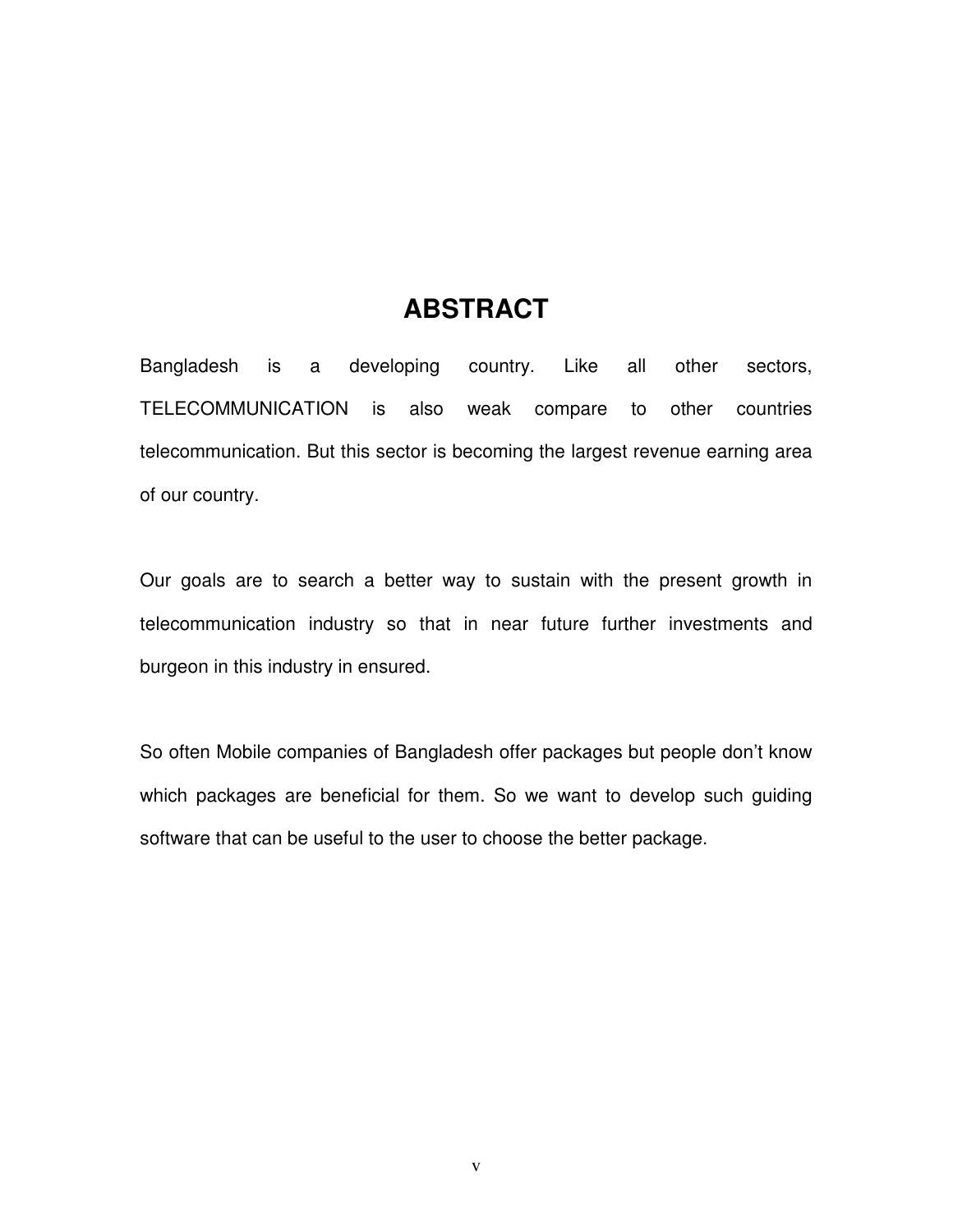# ABSTRACT

Bangladesh is a developing country. Like all other sectors, TELECOMMUNICATION is also weak compare to other countries telecommunication. But this sector is becoming the largest revenue earning area of our country.

Our goals are to search a better way to sustain with the present growth in telecommunication industry so that in near future further investments and burgeon in this industry in ensured.

So often Mobile companies of Bangladesh offer packages but people don't know which packages are beneficial for them. So we want to develop such guiding software that can be useful to the user to choose the better package.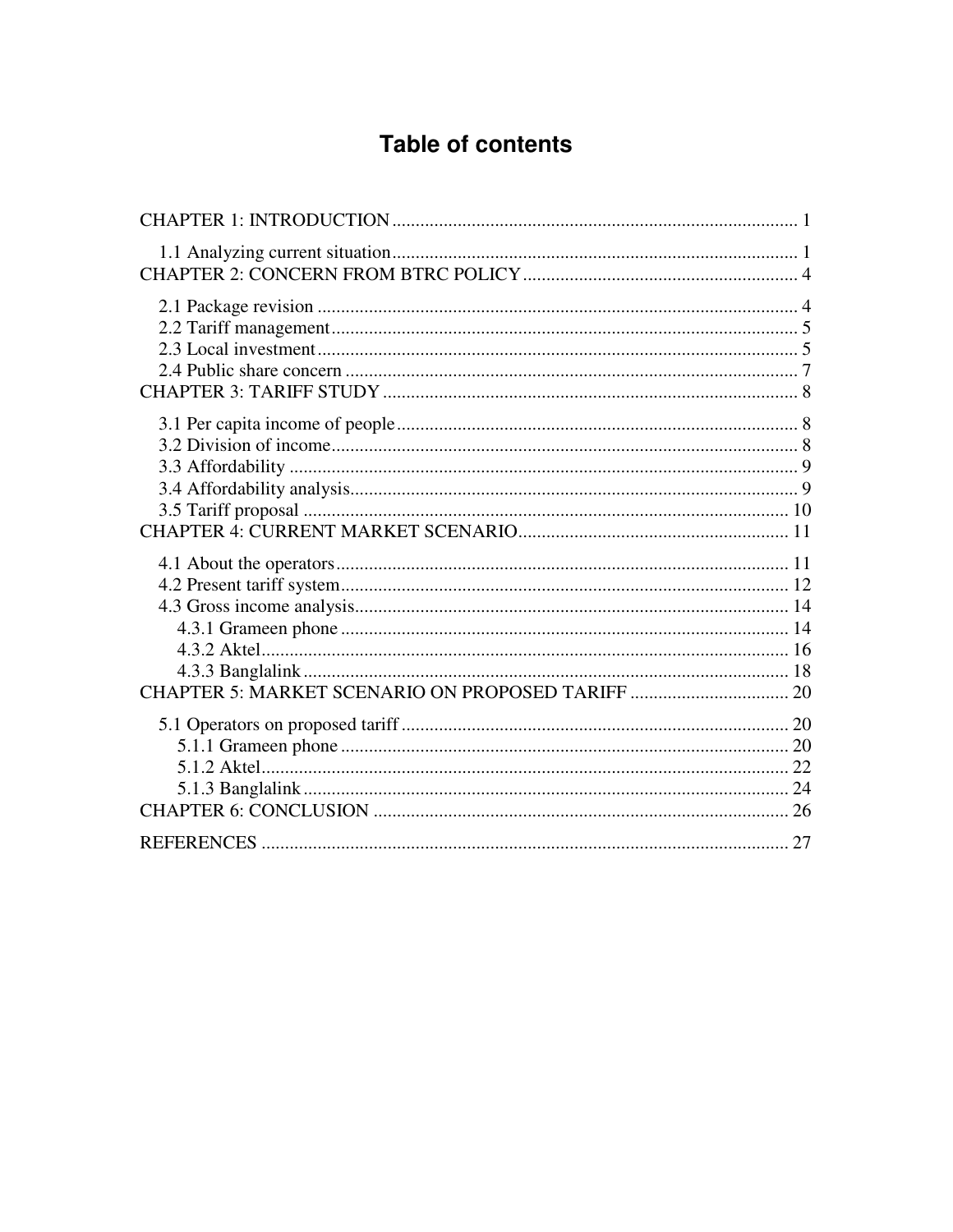# Table of contents

CHAPTER 1: INTRODUCTION ..... 1

- 1.1 Analyzing current situation ..... 1

CHAPTER 2: CONCERN FROM BTRC POLICY ..... 4

- 2.1 Package revision ..... 4
- 2.2 Tariff management ..... 5
- 2.3 Local investment ..... 5
- 2.4 Public share concern ..... 7

CHAPTER 3: TARIFF STUDY ..... 8

- 3.1 Per capita income of people ..... 8
- 3.2 Division of income ..... 8
- 3.3 Affordability ..... 9
- 3.4 Affordability analysis ..... 9
- 3.5 Tariff proposal ..... 10

CHAPTER 4: CURRENT MARKET SCENARIO ..... 11

- 4.1 About the operators ..... 11
- 4.2 Present tariff system ..... 12
- 4.3 Gross income analysis ..... 14
  - 4.3.1 Grameen phone ..... 14
  - 4.3.2 Aktel ..... 16
  - 4.3.3 Banglalink ..... 18

CHAPTER 5: MARKET SCENARIO ON PROPOSED TARIFF ..... 20

- 5.1 Operators on proposed tariff ..... 20
  - 5.1.1 Grameen phone ..... 20
  - 5.1.2 Aktel ..... 22
  - 5.1.3 Banglalink ..... 24

CHAPTER 6: CONCLUSION ..... 26

REFERENCES ..... 27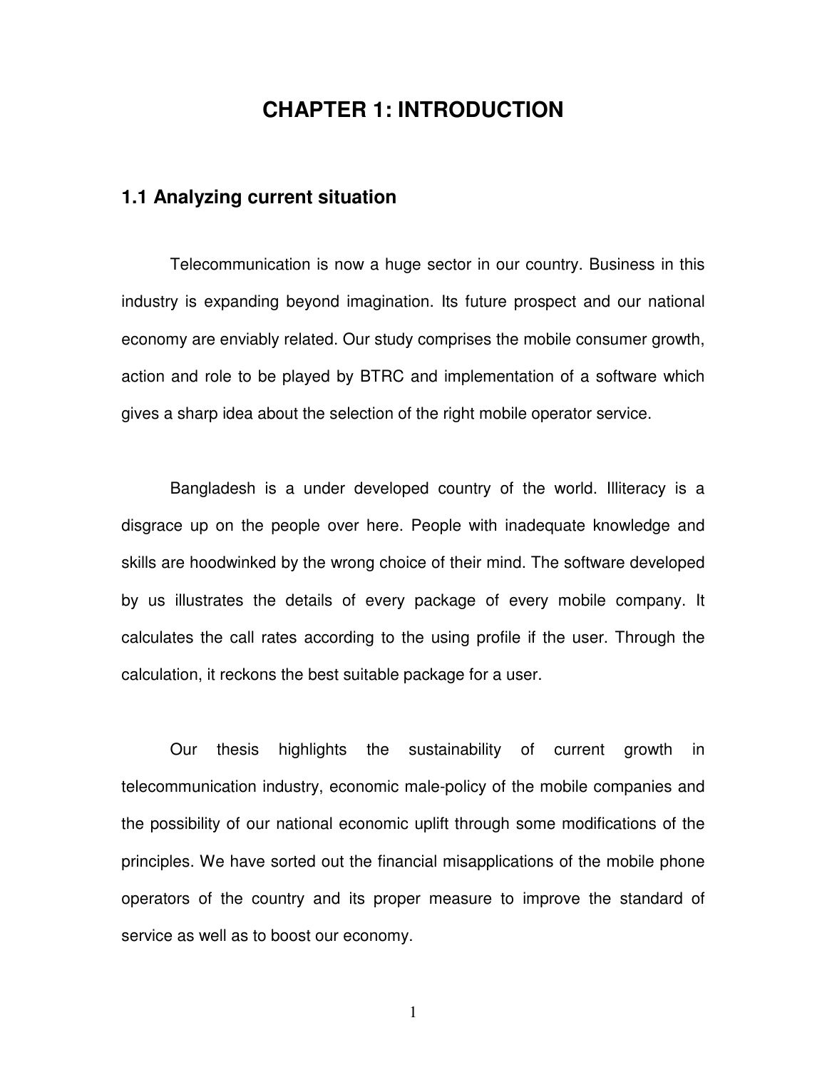# CHAPTER 1: INTRODUCTION

## 1.1 Analyzing current situation

Telecommunication is now a huge sector in our country. Business in this industry is expanding beyond imagination. Its future prospect and our national economy are enviably related. Our study comprises the mobile consumer growth, action and role to be played by BTRC and implementation of a software which gives a sharp idea about the selection of the right mobile operator service.

Bangladesh is a under developed country of the world. Illiteracy is a disgrace up on the people over here. People with inadequate knowledge and skills are hoodwinked by the wrong choice of their mind. The software developed by us illustrates the details of every package of every mobile company. It calculates the call rates according to the using profile if the user. Through the calculation, it reckons the best suitable package for a user.

Our thesis highlights the sustainability of current growth in telecommunication industry, economic male-policy of the mobile companies and the possibility of our national economic uplift through some modifications of the principles. We have sorted out the financial misapplications of the mobile phone operators of the country and its proper measure to improve the standard of service as well as to boost our economy.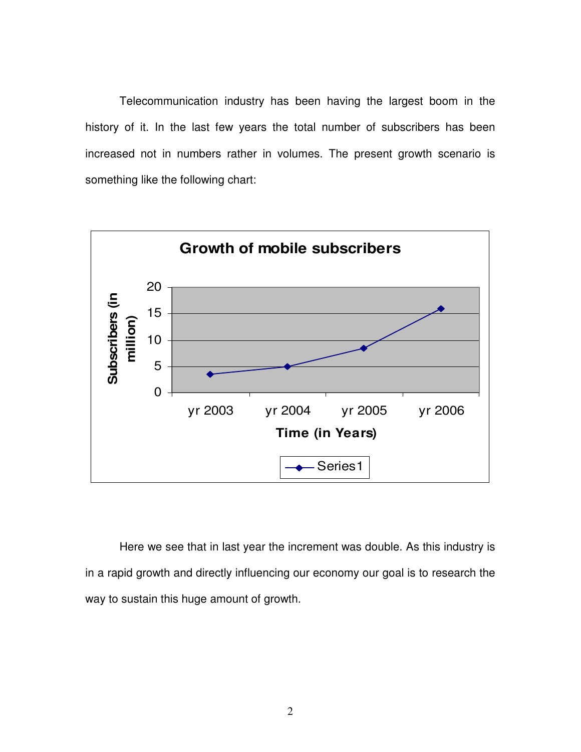Telecommunication industry has been having the largest boom in the history of it. In the last few years the total number of subscribers has been increased not in numbers rather in volumes. The present growth scenario is something like the following chart:

Here we see that in last year the increment was double. As this industry is in a rapid growth and directly influencing our economy our goal is to research the way to sustain this huge amount of growth.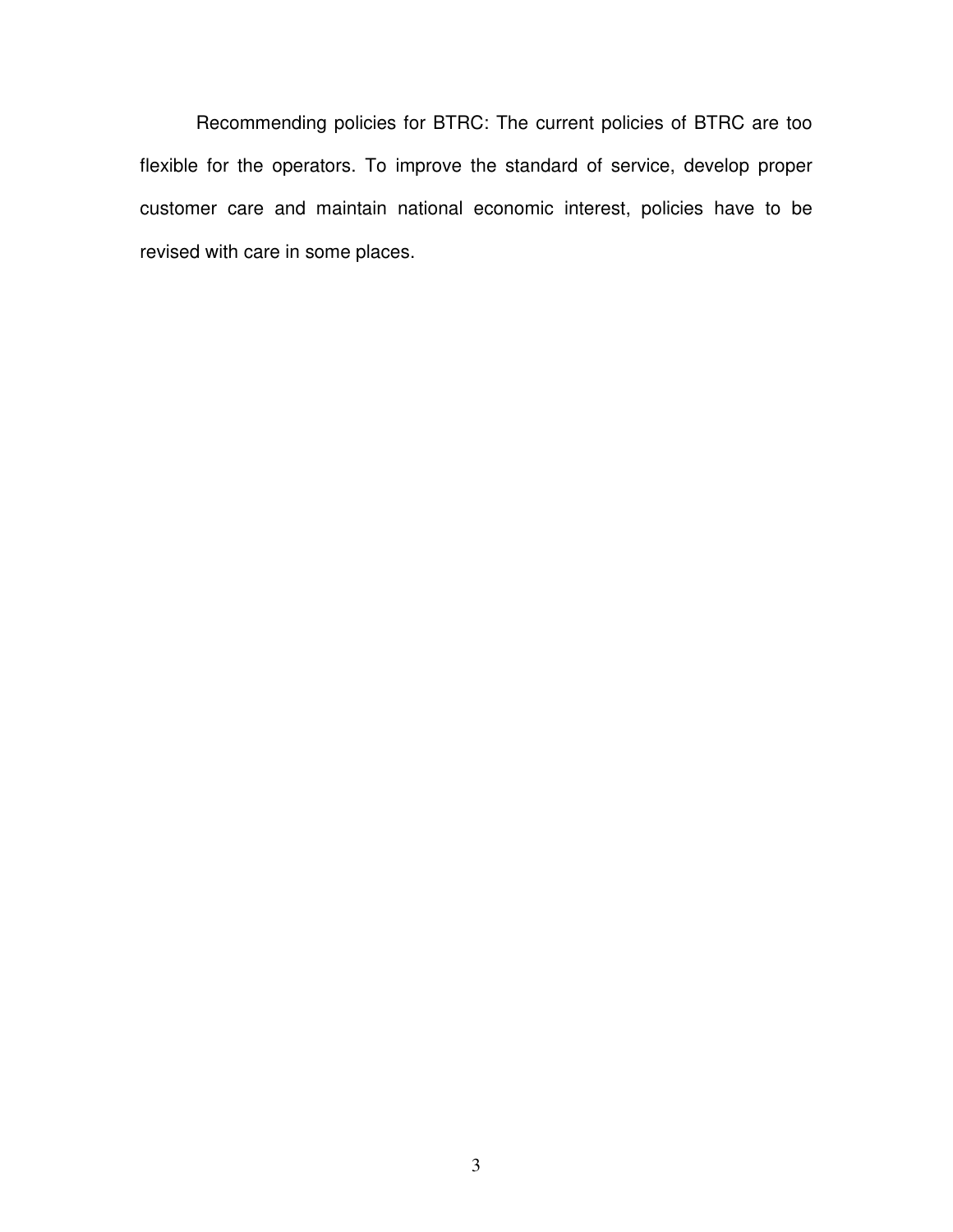Recommending policies for BTRC: The current policies of BTRC are too flexible for the operators. To improve the standard of service, develop proper customer care and maintain national economic interest, policies have to be revised with care in some places.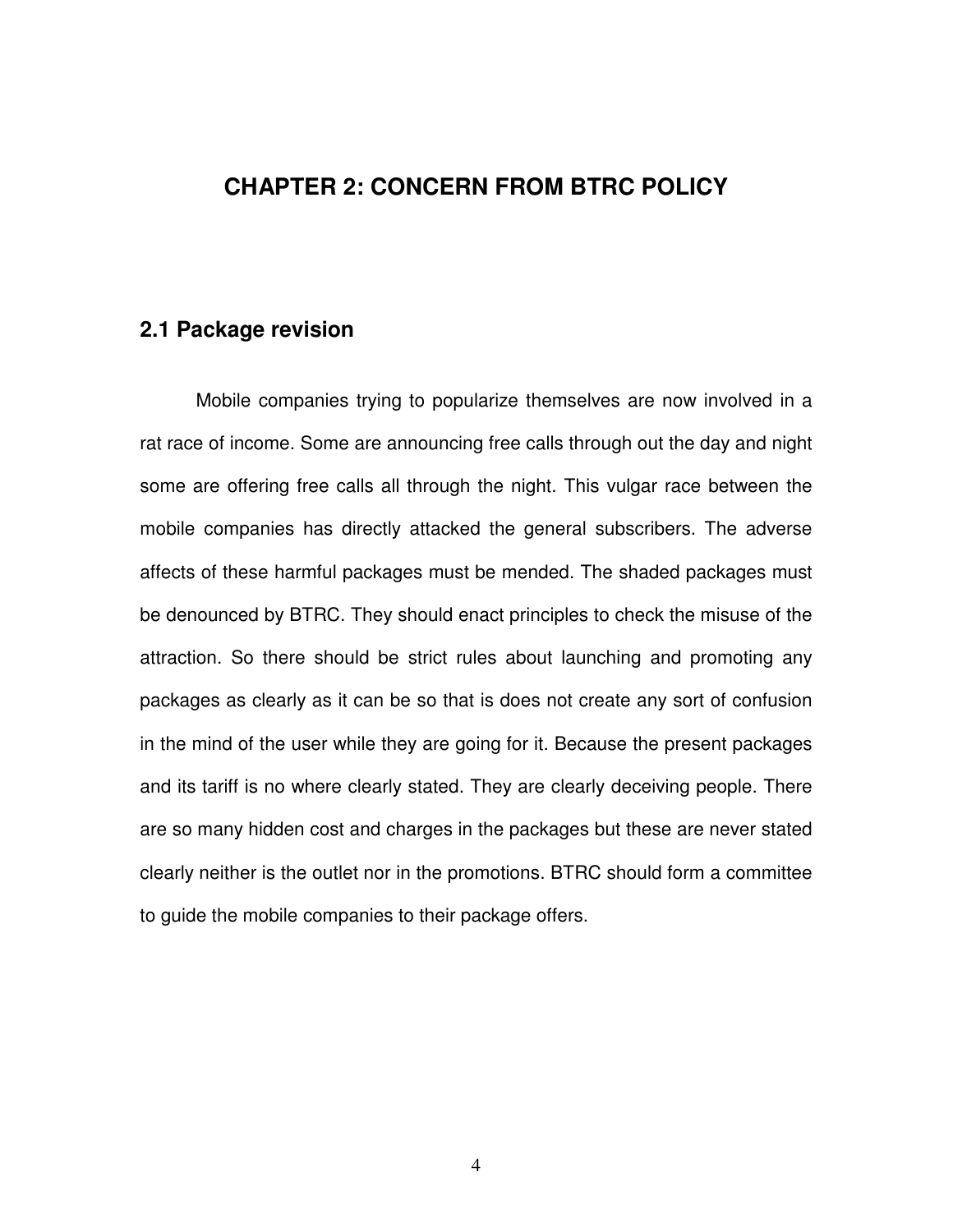# CHAPTER 2: CONCERN FROM BTRC POLICY

## 2.1 Package revision

Mobile companies trying to popularize themselves are now involved in a rat race of income. Some are announcing free calls through out the day and night some are offering free calls all through the night. This vulgar race between the mobile companies has directly attacked the general subscribers. The adverse affects of these harmful packages must be mended. The shaded packages must be denounced by BTRC. They should enact principles to check the misuse of the attraction. So there should be strict rules about launching and promoting any packages as clearly as it can be so that is does not create any sort of confusion in the mind of the user while they are going for it. Because the present packages and its tariff is no where clearly stated. They are clearly deceiving people. There are so many hidden cost and charges in the packages but these are never stated clearly neither is the outlet nor in the promotions. BTRC should form a committee to guide the mobile companies to their package offers.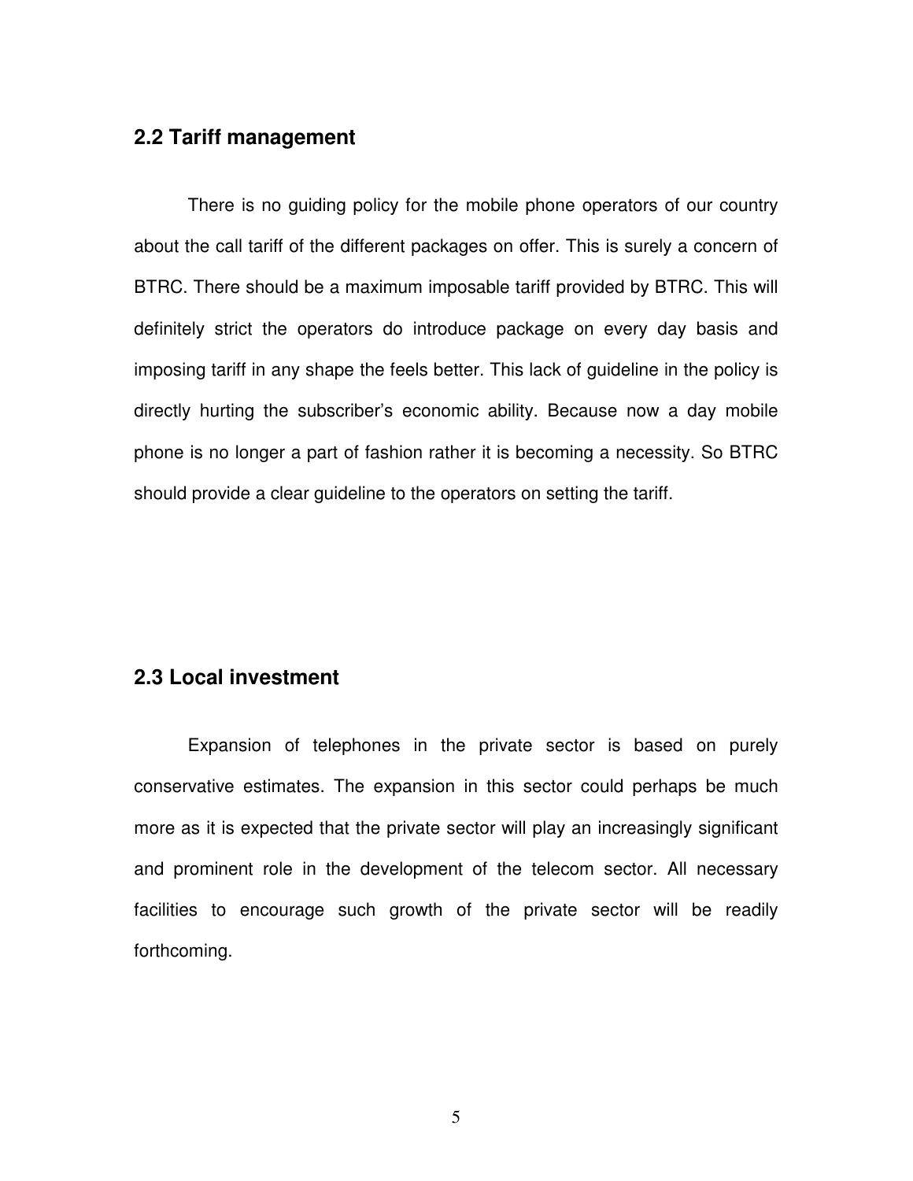## 2.2 Tariff management

There is no guiding policy for the mobile phone operators of our country about the call tariff of the different packages on offer. This is surely a concern of BTRC. There should be a maximum imposable tariff provided by BTRC. This will definitely strict the operators do introduce package on every day basis and imposing tariff in any shape the feels better. This lack of guideline in the policy is directly hurting the subscriber's economic ability. Because now a day mobile phone is no longer a part of fashion rather it is becoming a necessity. So BTRC should provide a clear guideline to the operators on setting the tariff.

## 2.3 Local investment

Expansion of telephones in the private sector is based on purely conservative estimates. The expansion in this sector could perhaps be much more as it is expected that the private sector will play an increasingly significant and prominent role in the development of the telecom sector. All necessary facilities to encourage such growth of the private sector will be readily forthcoming.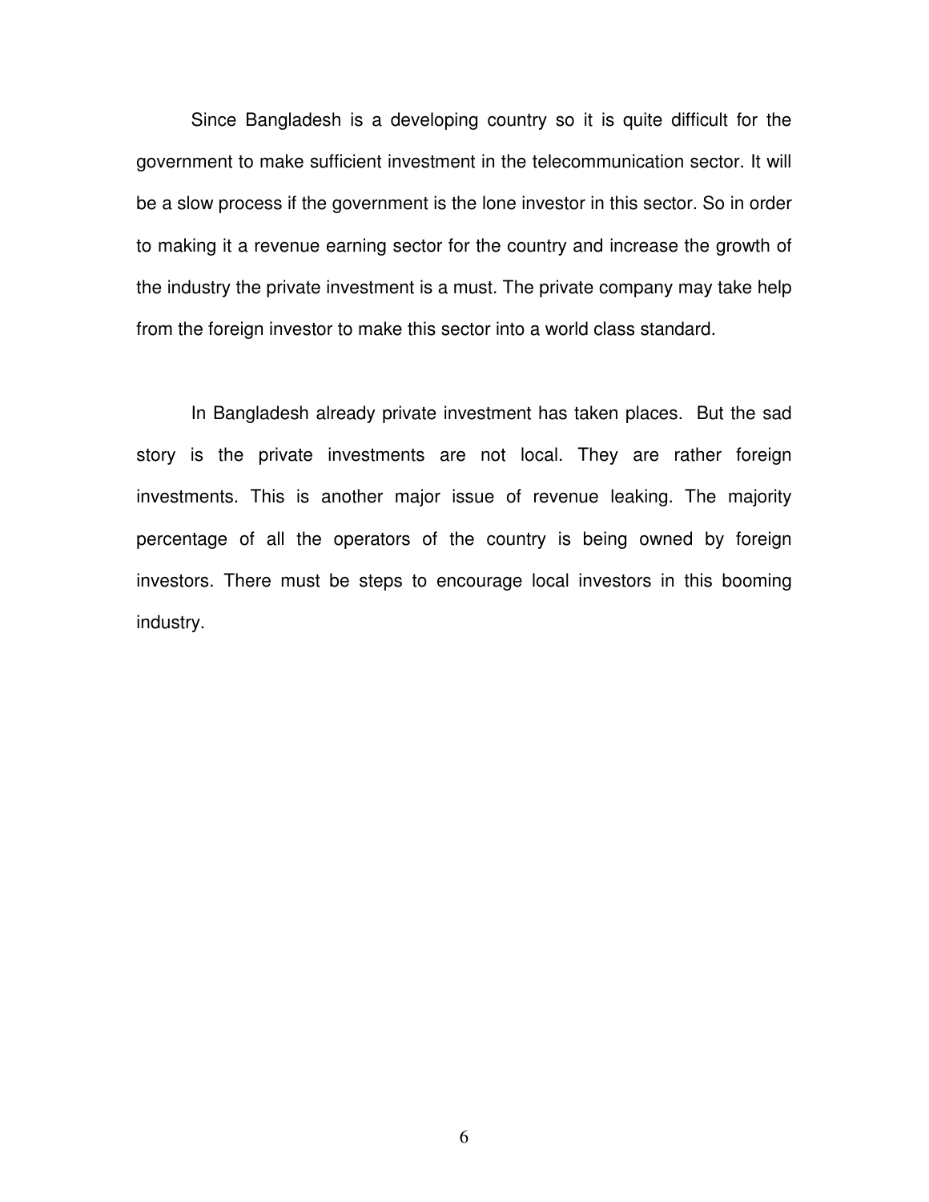Since Bangladesh is a developing country so it is quite difficult for the government to make sufficient investment in the telecommunication sector. It will be a slow process if the government is the lone investor in this sector. So in order to making it a revenue earning sector for the country and increase the growth of the industry the private investment is a must. The private company may take help from the foreign investor to make this sector into a world class standard.

In Bangladesh already private investment has taken places. But the sad story is the private investments are not local. They are rather foreign investments. This is another major issue of revenue leaking. The majority percentage of all the operators of the country is being owned by foreign investors. There must be steps to encourage local investors in this booming industry.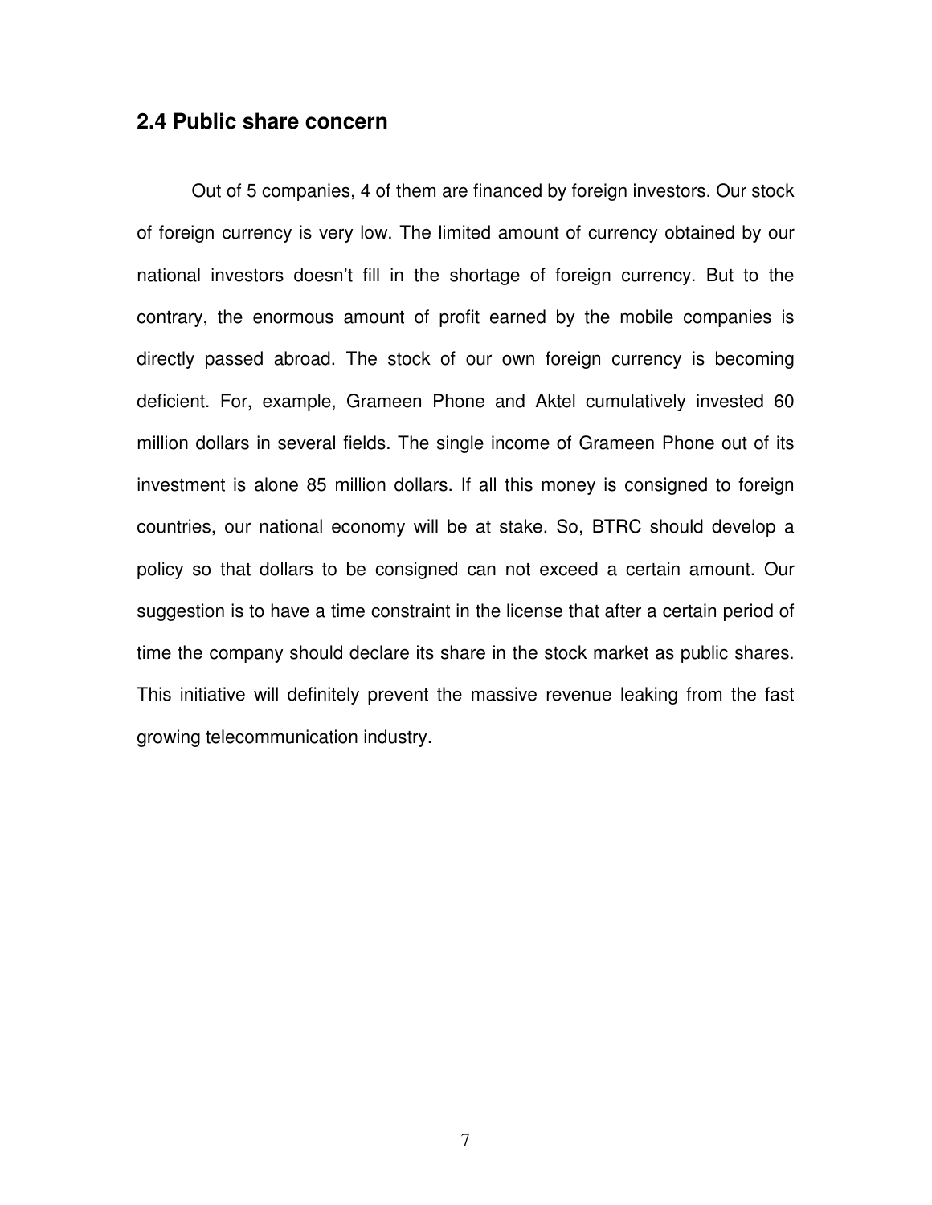## 2.4 Public share concern

Out of 5 companies, 4 of them are financed by foreign investors. Our stock of foreign currency is very low. The limited amount of currency obtained by our national investors doesn't fill in the shortage of foreign currency. But to the contrary, the enormous amount of profit earned by the mobile companies is directly passed abroad. The stock of our own foreign currency is becoming deficient. For, example, Grameen Phone and Aktel cumulatively invested 60 million dollars in several fields. The single income of Grameen Phone out of its investment is alone 85 million dollars. If all this money is consigned to foreign countries, our national economy will be at stake. So, BTRC should develop a policy so that dollars to be consigned can not exceed a certain amount. Our suggestion is to have a time constraint in the license that after a certain period of time the company should declare its share in the stock market as public shares. This initiative will definitely prevent the massive revenue leaking from the fast growing telecommunication industry.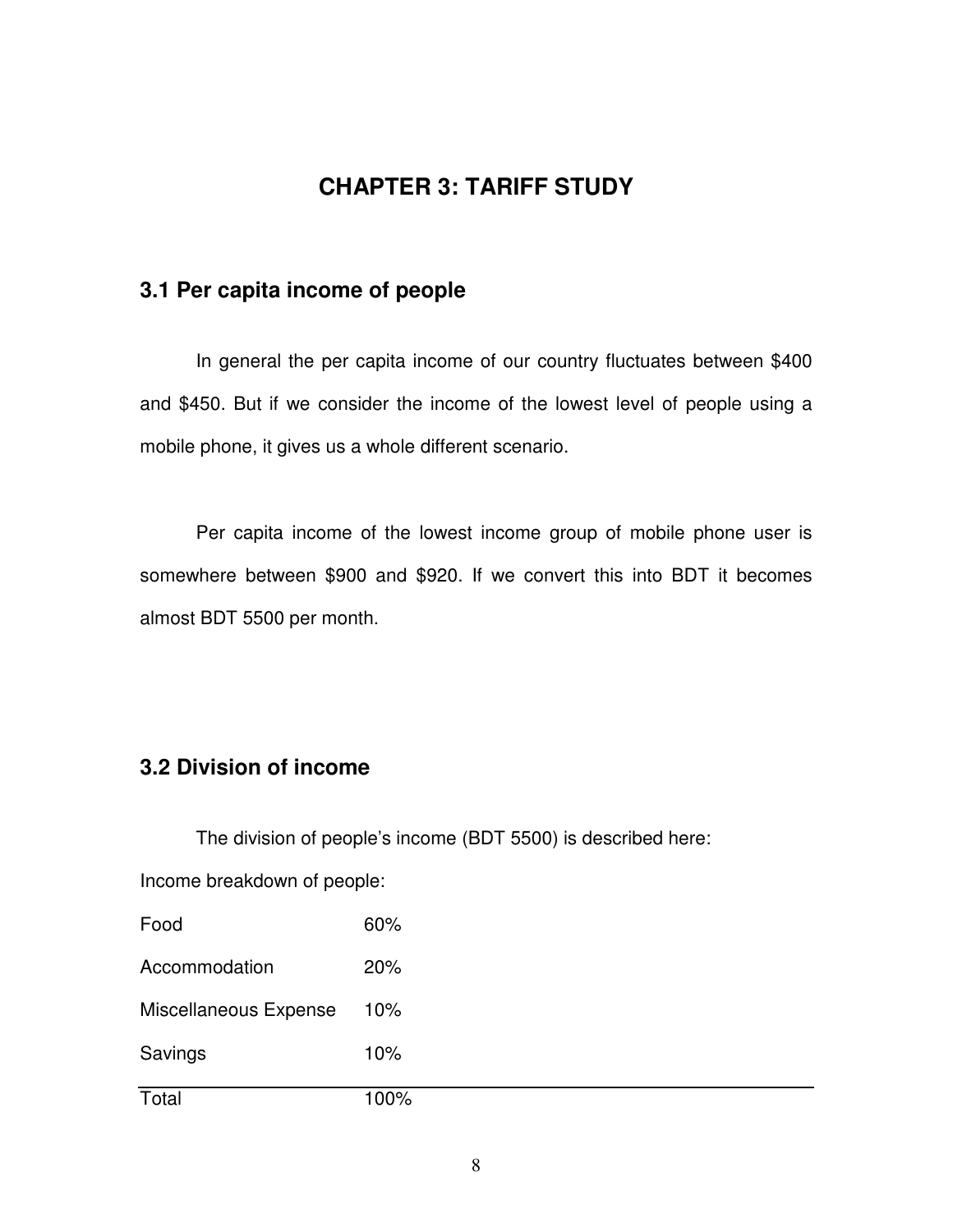# CHAPTER 3: TARIFF STUDY

## 3.1 Per capita income of people

In general the per capita income of our country fluctuates between $400 and $450. But if we consider the income of the lowest level of people using a mobile phone, it gives us a whole different scenario.

Per capita income of the lowest income group of mobile phone user is somewhere between $900 and $920. If we convert this into BDT it becomes almost BDT 5500 per month.

## 3.2 Division of income

The division of people's income (BDT 5500) is described here:

Income breakdown of people:

| | |
|---|---|
| Food | 60% |
| Accommodation | 20% |
| Miscellaneous Expense | 10% |
| Savings | 10% |
| Total | 100% |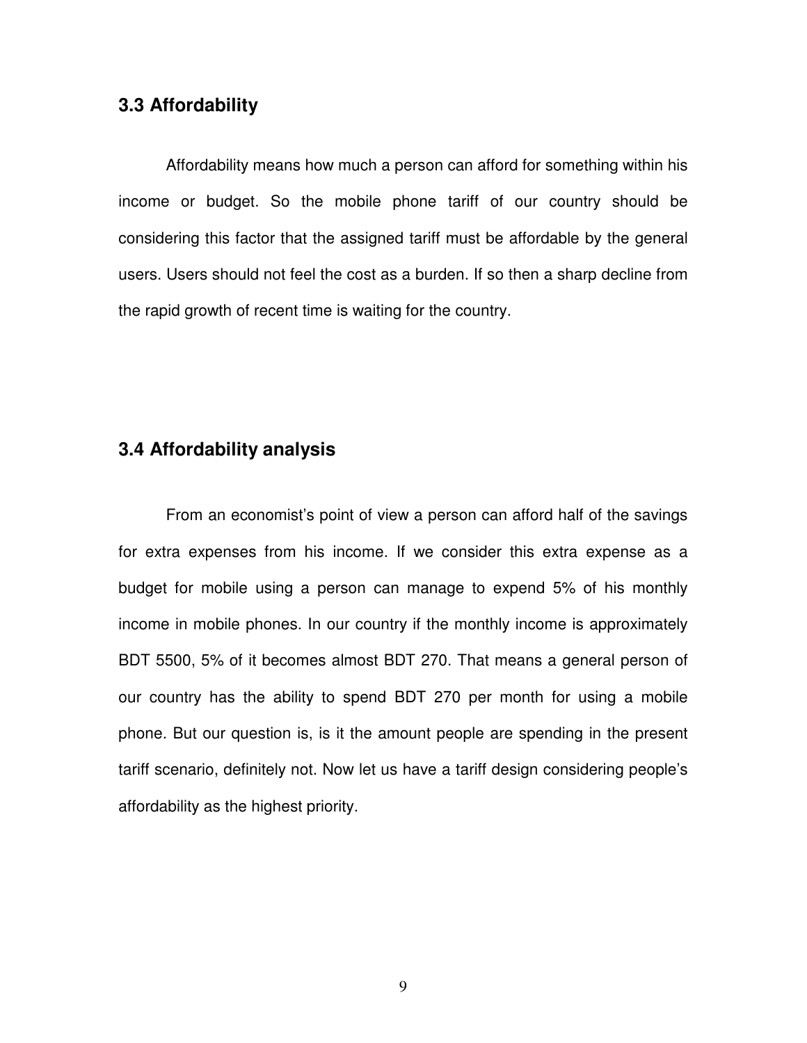### 3.3 Affordability

Affordability means how much a person can afford for something within his income or budget. So the mobile phone tariff of our country should be considering this factor that the assigned tariff must be affordable by the general users. Users should not feel the cost as a burden. If so then a sharp decline from the rapid growth of recent time is waiting for the country.

### 3.4 Affordability analysis

From an economist's point of view a person can afford half of the savings for extra expenses from his income. If we consider this extra expense as a budget for mobile using a person can manage to expend 5% of his monthly income in mobile phones. In our country if the monthly income is approximately BDT 5500, 5% of it becomes almost BDT 270. That means a general person of our country has the ability to spend BDT 270 per month for using a mobile phone. But our question is, is it the amount people are spending in the present tariff scenario, definitely not. Now let us have a tariff design considering people's affordability as the highest priority.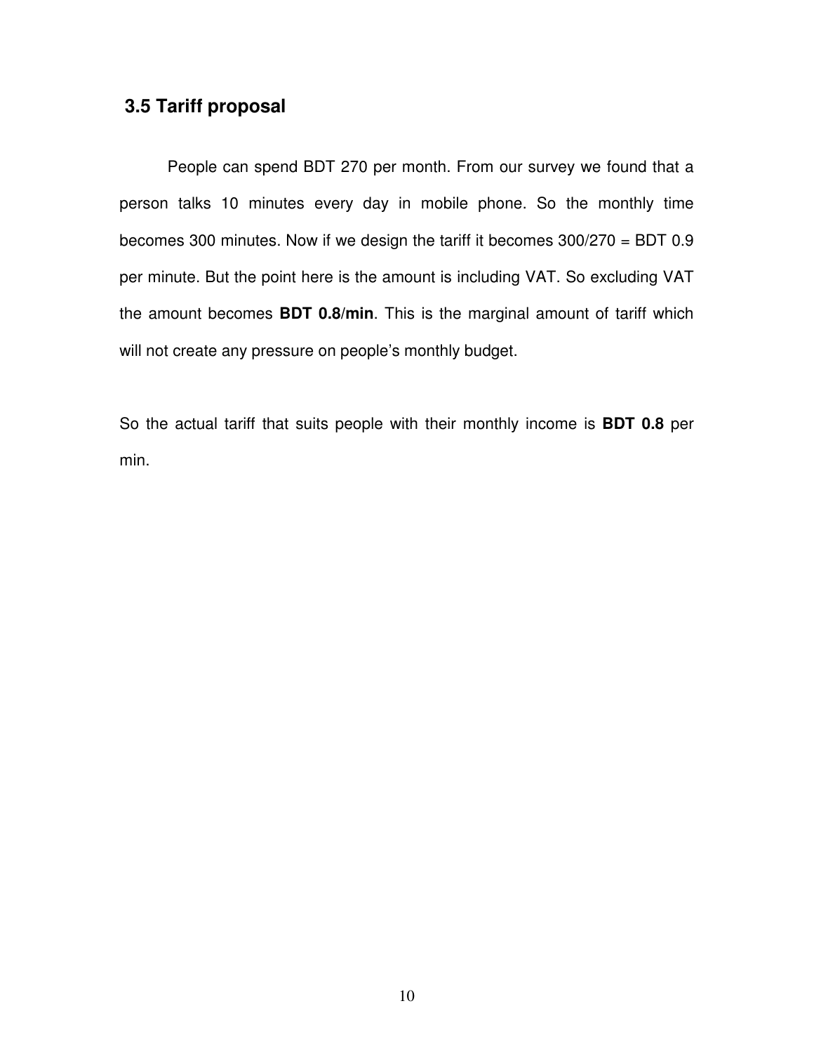### 3.5 Tariff proposal

People can spend BDT 270 per month. From our survey we found that a person talks 10 minutes every day in mobile phone. So the monthly time becomes 300 minutes. Now if we design the tariff it becomes 300/270 = BDT 0.9 per minute. But the point here is the amount is including VAT. So excluding VAT the amount becomes **BDT 0.8/min**. This is the marginal amount of tariff which will not create any pressure on people's monthly budget.

So the actual tariff that suits people with their monthly income is **BDT 0.8** per min.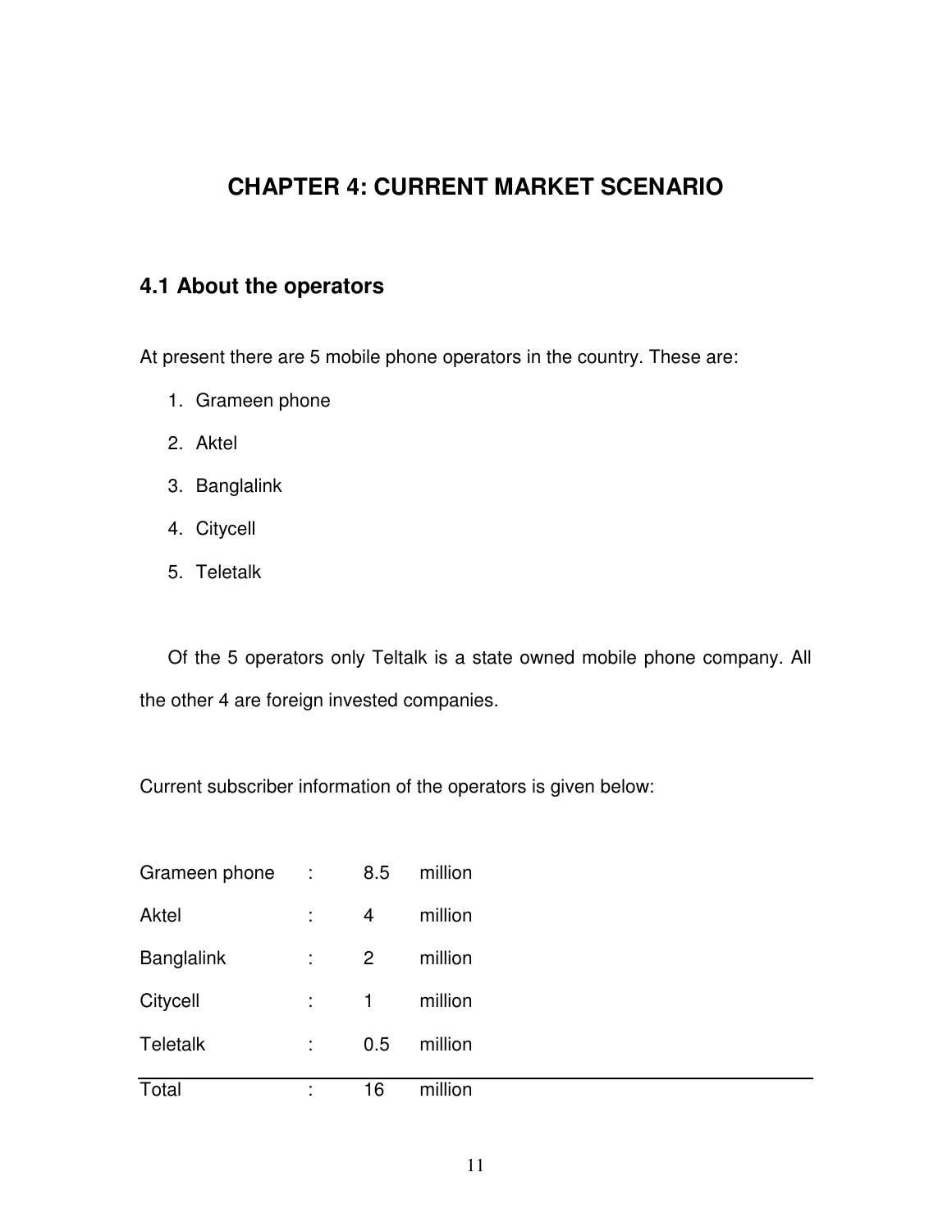# CHAPTER 4: CURRENT MARKET SCENARIO

## 4.1 About the operators

At present there are 5 mobile phone operators in the country. These are:

1. Grameen phone
2. Aktel
3. Banglalink
4. Citycell
5. Teletalk

Of the 5 operators only Teltalk is a state owned mobile phone company. All the other 4 are foreign invested companies.

Current subscriber information of the operators is given below:

| | | | |
|---|---|---|---|
| Grameen phone | : | 8.5 | million |
| Aktel | : | 4 | million |
| Banglalink | : | 2 | million |
| Citycell | : | 1 | million |
| Teletalk | : | 0.5 | million |
| Total | : | 16 | million |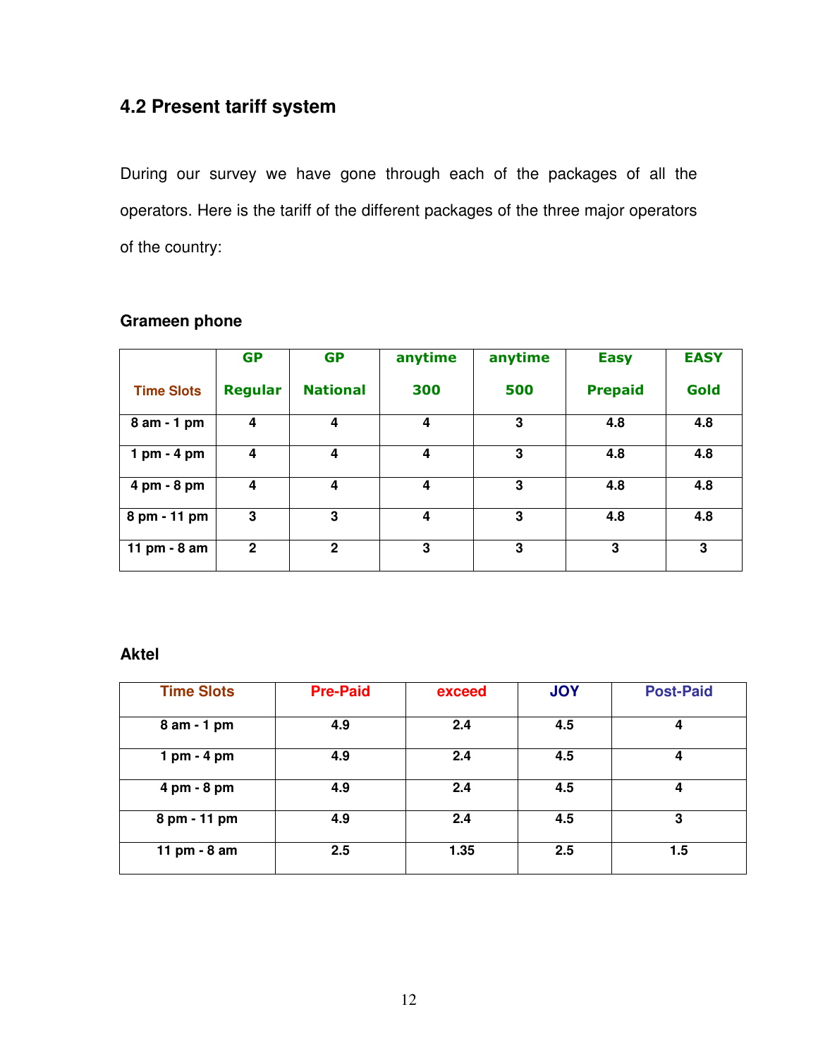## 4.2 Present tariff system

During our survey we have gone through each of the packages of all the operators. Here is the tariff of the different packages of the three major operators of the country:

**Grameen phone**

| Time Slots | GP Regular | GP National | anytime 300 | anytime 500 | Easy Prepaid | EASY Gold |
|---|---|---|---|---|---|---|
| 8 am - 1 pm | 4 | 4 | 4 | 3 | 4.8 | 4.8 |
| 1 pm - 4 pm | 4 | 4 | 4 | 3 | 4.8 | 4.8 |
| 4 pm - 8 pm | 4 | 4 | 4 | 3 | 4.8 | 4.8 |
| 8 pm - 11 pm | 3 | 3 | 4 | 3 | 4.8 | 4.8 |
| 11 pm - 8 am | 2 | 2 | 3 | 3 | 3 | 3 |

**Aktel**

| Time Slots | Pre-Paid | exceed | JOY | Post-Paid |
|---|---|---|---|---|
| 8 am - 1 pm | 4.9 | 2.4 | 4.5 | 4 |
| 1 pm - 4 pm | 4.9 | 2.4 | 4.5 | 4 |
| 4 pm - 8 pm | 4.9 | 2.4 | 4.5 | 4 |
| 8 pm - 11 pm | 4.9 | 2.4 | 4.5 | 3 |
| 11 pm - 8 am | 2.5 | 1.35 | 2.5 | 1.5 |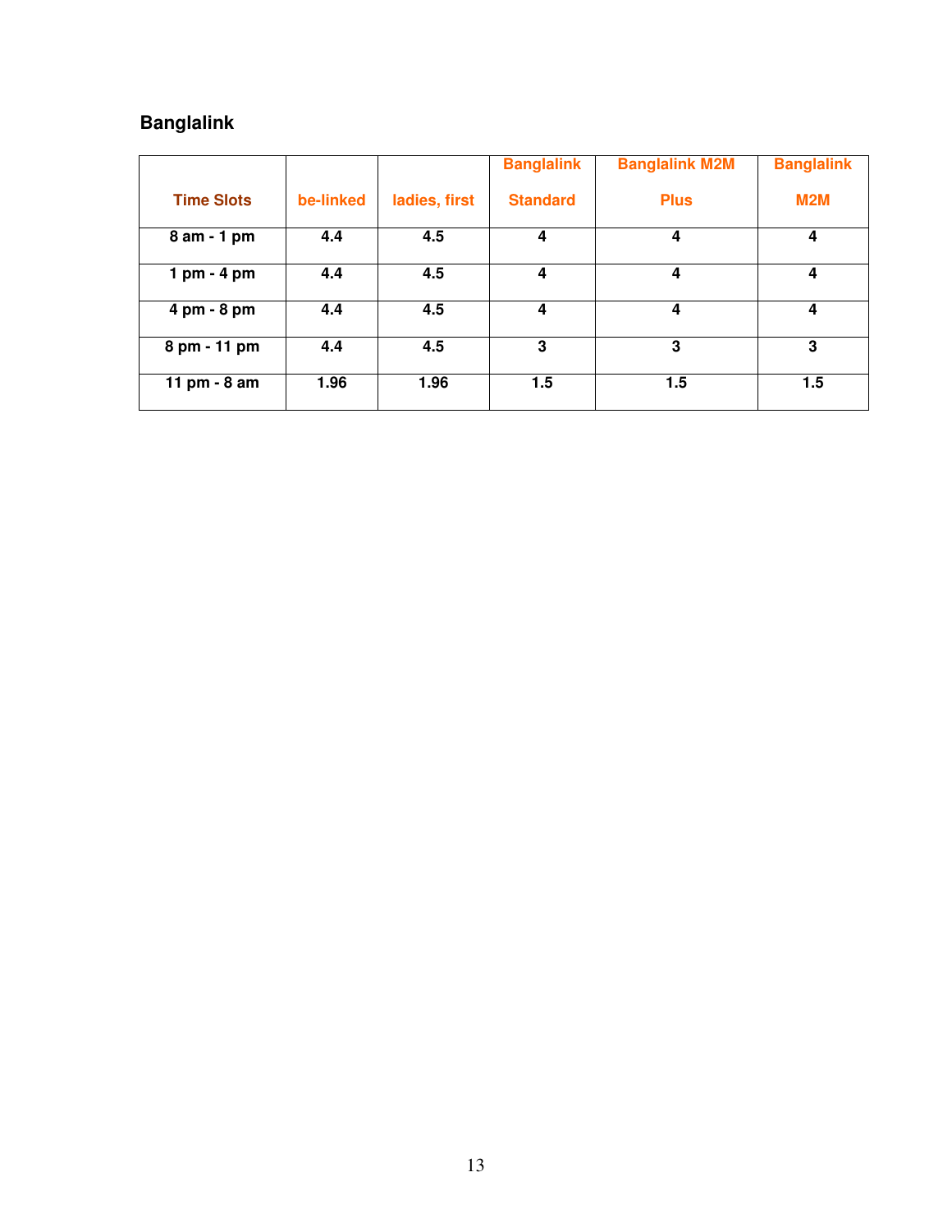## Banglalink

| Time Slots | be-linked | ladies, first | Banglalink Standard | Banglalink M2M Plus | Banglalink M2M |
|---|---|---|---|---|---|
| 8 am - 1 pm | 4.4 | 4.5 | 4 | 4 | 4 |
| 1 pm - 4 pm | 4.4 | 4.5 | 4 | 4 | 4 |
| 4 pm - 8 pm | 4.4 | 4.5 | 4 | 4 | 4 |
| 8 pm - 11 pm | 4.4 | 4.5 | 3 | 3 | 3 |
| 11 pm - 8 am | 1.96 | 1.96 | 1.5 | 1.5 | 1.5 |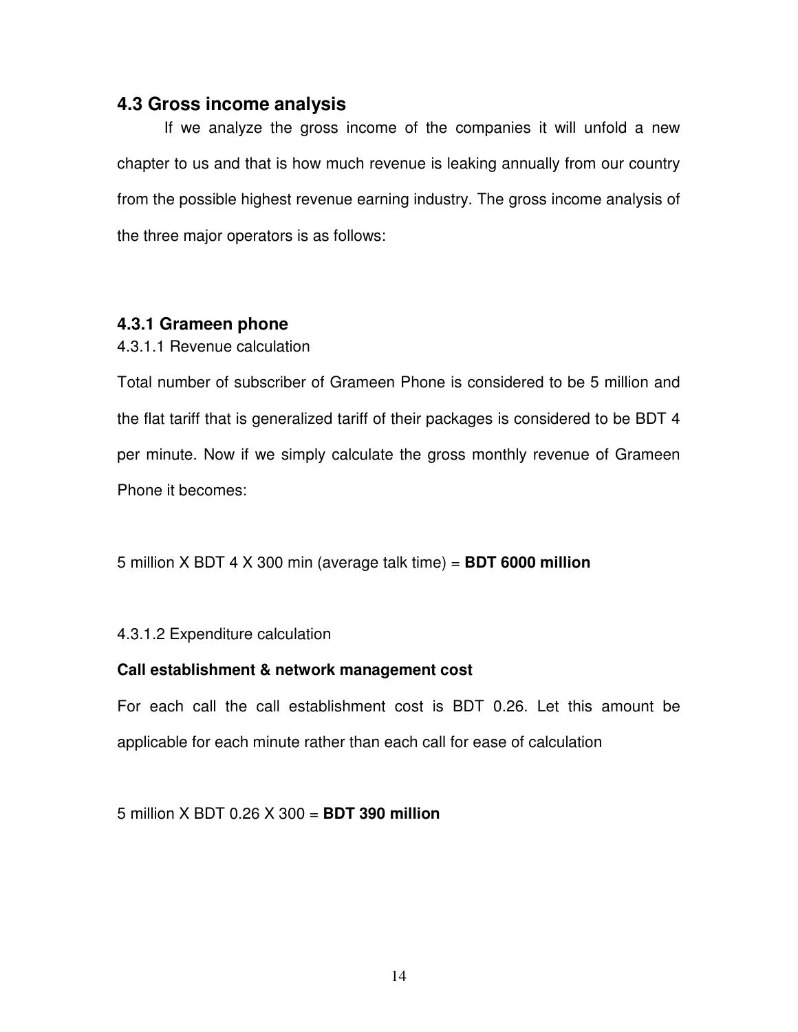## 4.3 Gross income analysis

If we analyze the gross income of the companies it will unfold a new chapter to us and that is how much revenue is leaking annually from our country from the possible highest revenue earning industry. The gross income analysis of the three major operators is as follows:

### 4.3.1 Grameen phone

4.3.1.1 Revenue calculation

Total number of subscriber of Grameen Phone is considered to be 5 million and the flat tariff that is generalized tariff of their packages is considered to be BDT 4 per minute. Now if we simply calculate the gross monthly revenue of Grameen Phone it becomes:

5 million X BDT 4 X 300 min (average talk time) = **BDT 6000 million**

4.3.1.2 Expenditure calculation

**Call establishment & network management cost**

For each call the call establishment cost is BDT 0.26. Let this amount be applicable for each minute rather than each call for ease of calculation

5 million X BDT 0.26 X 300 = **BDT 390 million**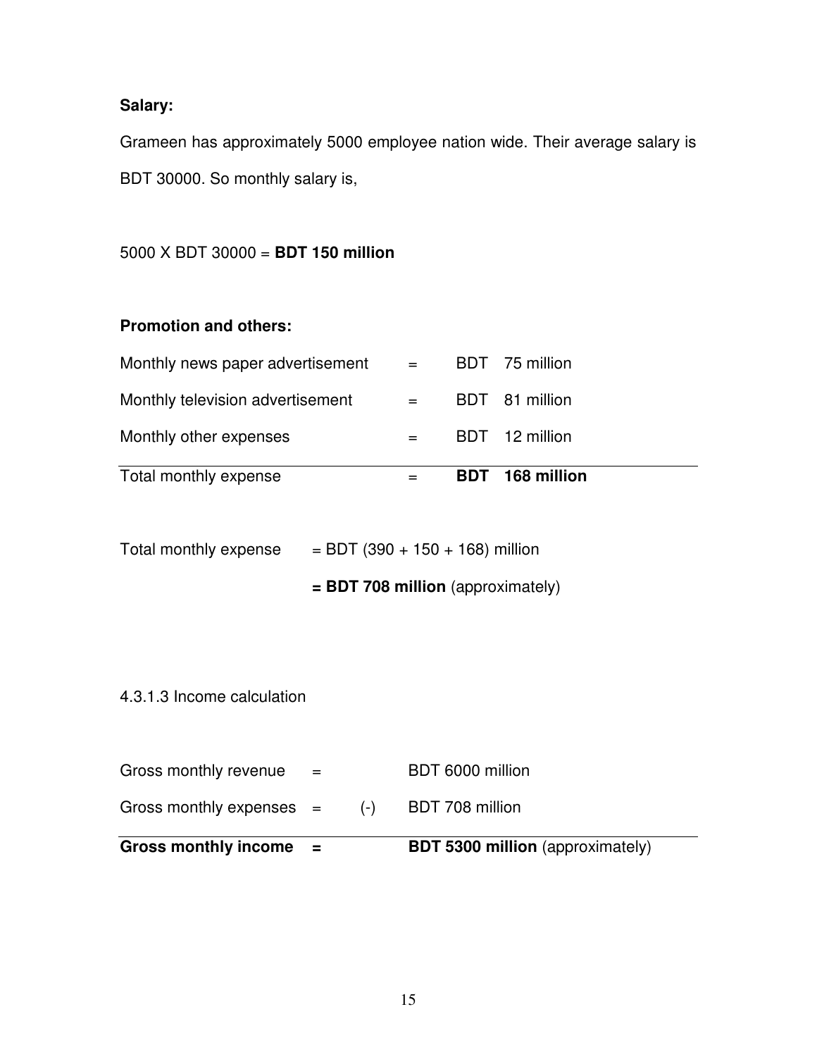**Salary:**

Grameen has approximately 5000 employee nation wide. Their average salary is BDT 30000. So monthly salary is,

5000 X BDT 30000 = **BDT 150 million**

**Promotion and others:**

| | | |
|---|---|---|
| Monthly news paper advertisement | = | BDT 75 million |
| Monthly television advertisement | = | BDT 81 million |
| Monthly other expenses | = | BDT 12 million |
| Total monthly expense | = | **BDT 168 million** |

Total monthly expense = BDT (390 + 150 + 168) million

**= BDT 708 million** (approximately)

4.3.1.3 Income calculation

| | | | |
|---|---|---|---|
| Gross monthly revenue | = | | BDT 6000 million |
| Gross monthly expenses | = | (-) | BDT 708 million |
| **Gross monthly income** | **=** | | **BDT 5300 million** (approximately) |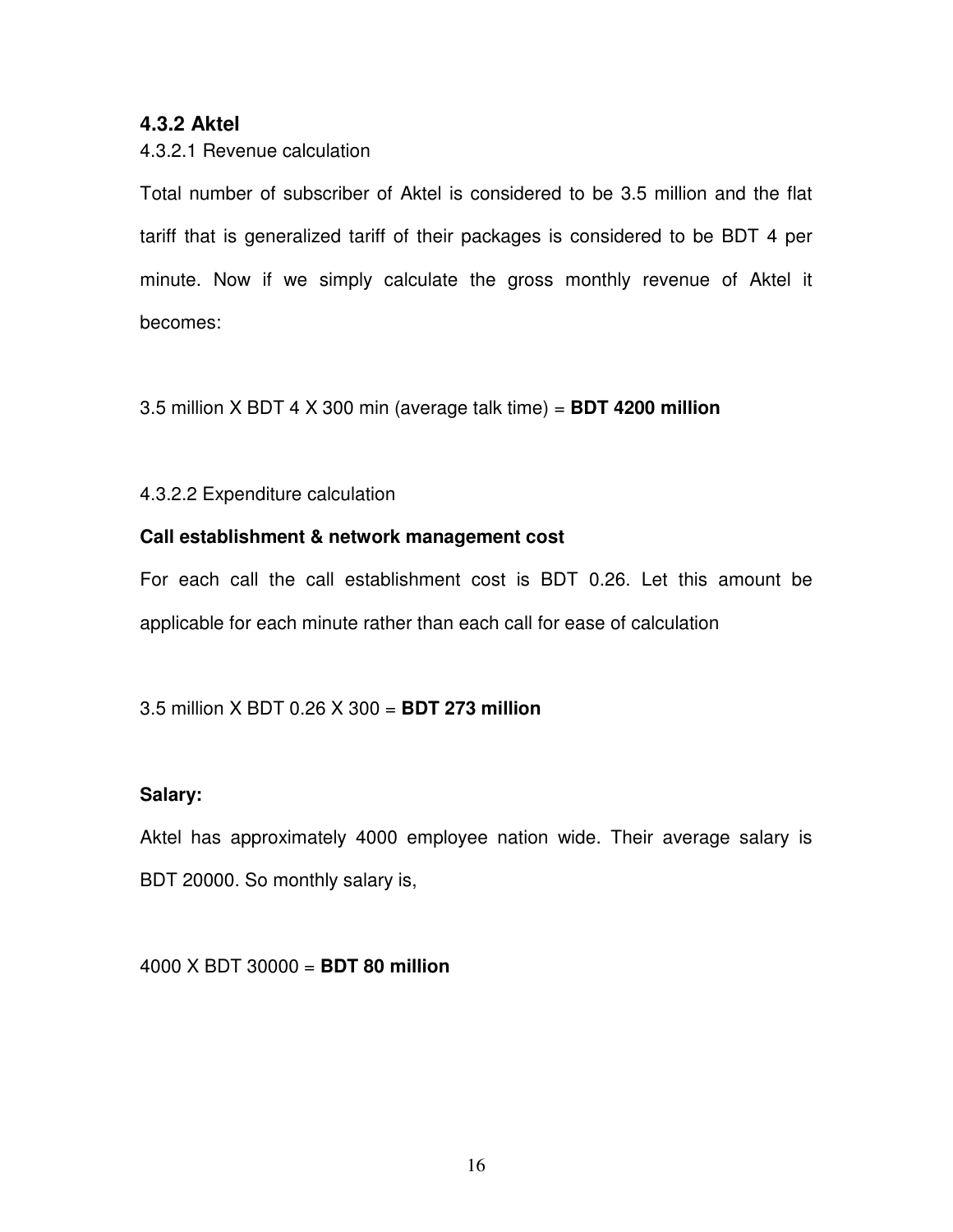### 4.3.2 Aktel

4.3.2.1 Revenue calculation

Total number of subscriber of Aktel is considered to be 3.5 million and the flat tariff that is generalized tariff of their packages is considered to be BDT 4 per minute. Now if we simply calculate the gross monthly revenue of Aktel it becomes:

3.5 million X BDT 4 X 300 min (average talk time) = **BDT 4200 million**

4.3.2.2 Expenditure calculation

**Call establishment & network management cost**

For each call the call establishment cost is BDT 0.26. Let this amount be applicable for each minute rather than each call for ease of calculation

3.5 million X BDT 0.26 X 300 = **BDT 273 million**

**Salary:**

Aktel has approximately 4000 employee nation wide. Their average salary is BDT 20000. So monthly salary is,

4000 X BDT 30000 = **BDT 80 million**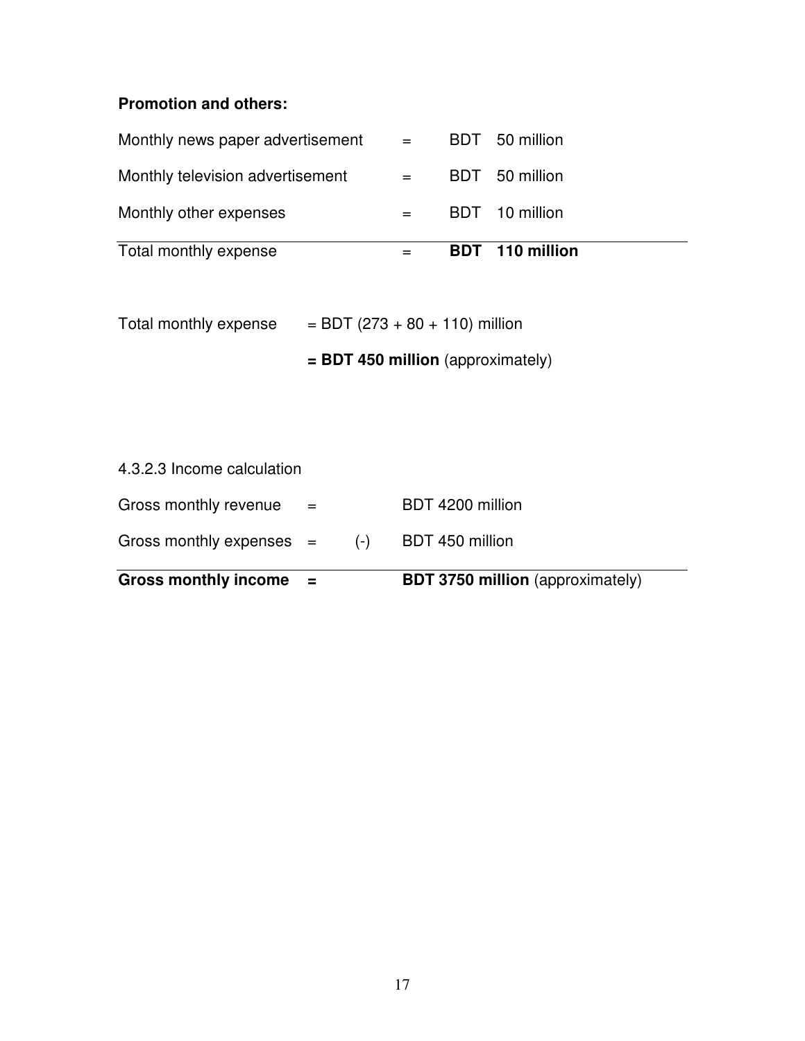**Promotion and others:**

| | | | |
|---|---|---|---|
| Monthly news paper advertisement | = | BDT | 50 million |
| Monthly television advertisement | = | BDT | 50 million |
| Monthly other expenses | = | BDT | 10 million |
| Total monthly expense | = | **BDT** | **110 million** |

Total monthly expense = BDT (273 + 80 + 110) million

**= BDT 450 million** (approximately)

4.3.2.3 Income calculation

| | | | |
|---|---|---|---|
| Gross monthly revenue | = | | BDT 4200 million |
| Gross monthly expenses | = | (-) | BDT 450 million |
| **Gross monthly income** | **=** | | **BDT 3750 million** (approximately) |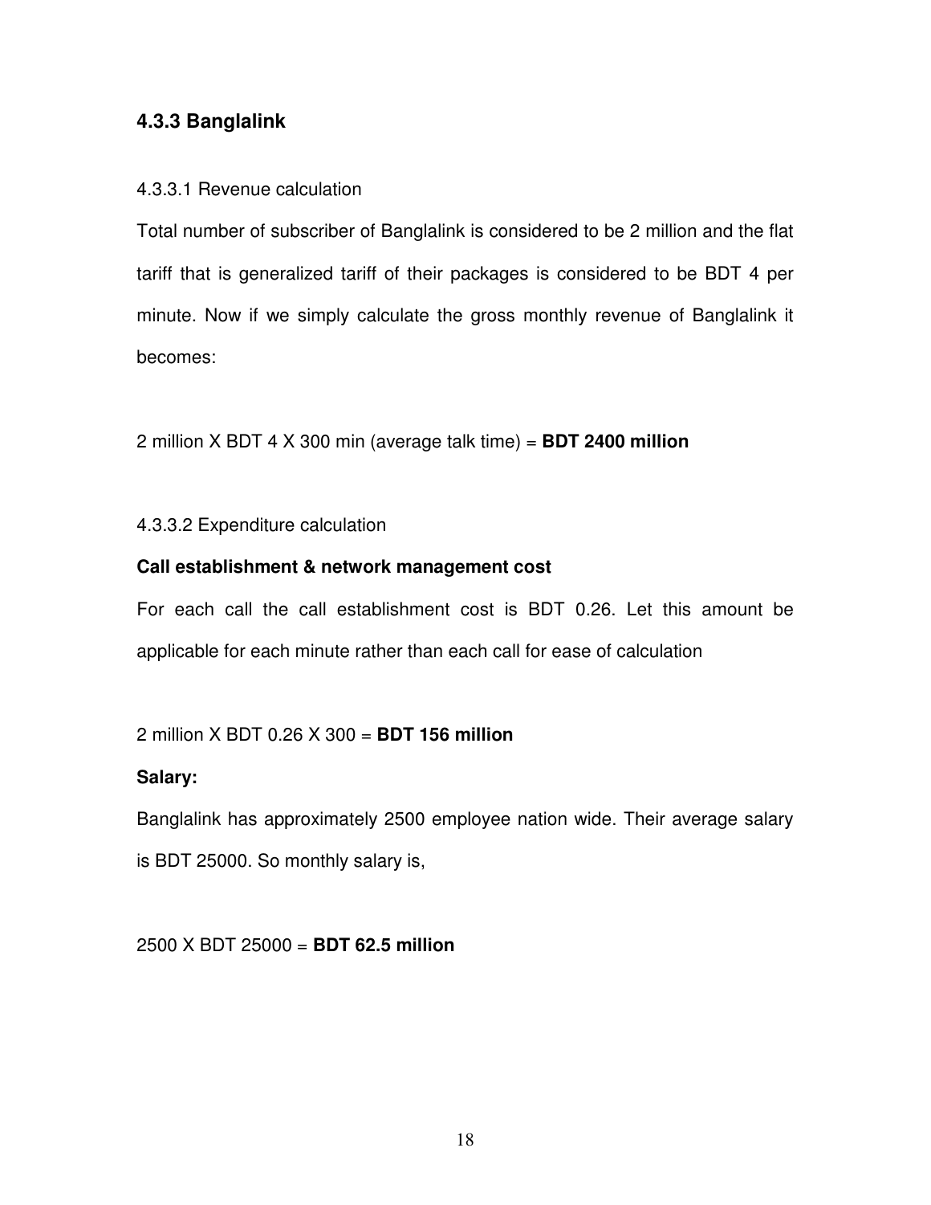### 4.3.3 Banglalink

4.3.3.1 Revenue calculation

Total number of subscriber of Banglalink is considered to be 2 million and the flat tariff that is generalized tariff of their packages is considered to be BDT 4 per minute. Now if we simply calculate the gross monthly revenue of Banglalink it becomes:

2 million X BDT 4 X 300 min (average talk time) = **BDT 2400 million**

4.3.3.2 Expenditure calculation

**Call establishment & network management cost**

For each call the call establishment cost is BDT 0.26. Let this amount be applicable for each minute rather than each call for ease of calculation

2 million X BDT 0.26 X 300 = **BDT 156 million**

**Salary:**

Banglalink has approximately 2500 employee nation wide. Their average salary is BDT 25000. So monthly salary is,

2500 X BDT 25000 = **BDT 62.5 million**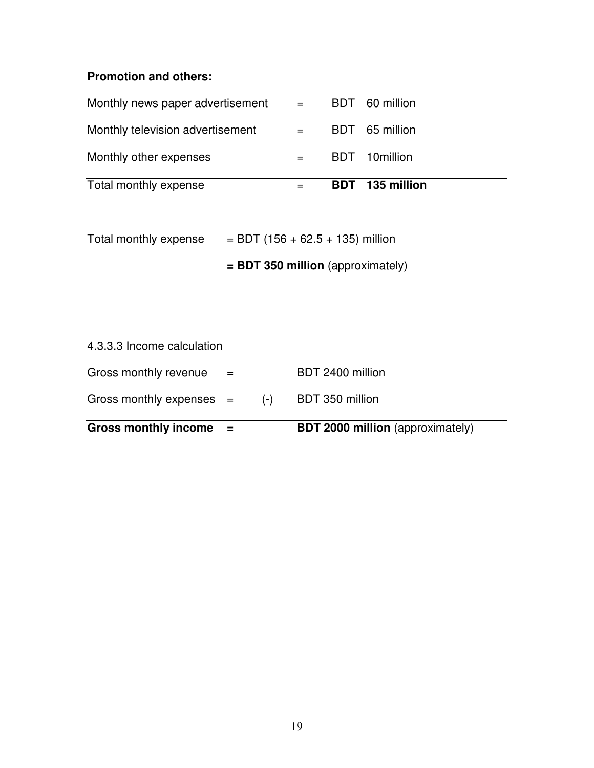**Promotion and others:**

| | | | |
|---|---|---|---|
| Monthly news paper advertisement | = | BDT | 60 million |
| Monthly television advertisement | = | BDT | 65 million |
| Monthly other expenses | = | BDT | 10million |
| Total monthly expense | = | **BDT** | **135 million** |

Total monthly expense = BDT (156 + 62.5 + 135) million

**= BDT 350 million** (approximately)

4.3.3.3 Income calculation

| | | | |
|---|---|---|---|
| Gross monthly revenue | = | | BDT 2400 million |
| Gross monthly expenses | = | (-) | BDT 350 million |
| **Gross monthly income** | **=** | | **BDT 2000 million** (approximately) |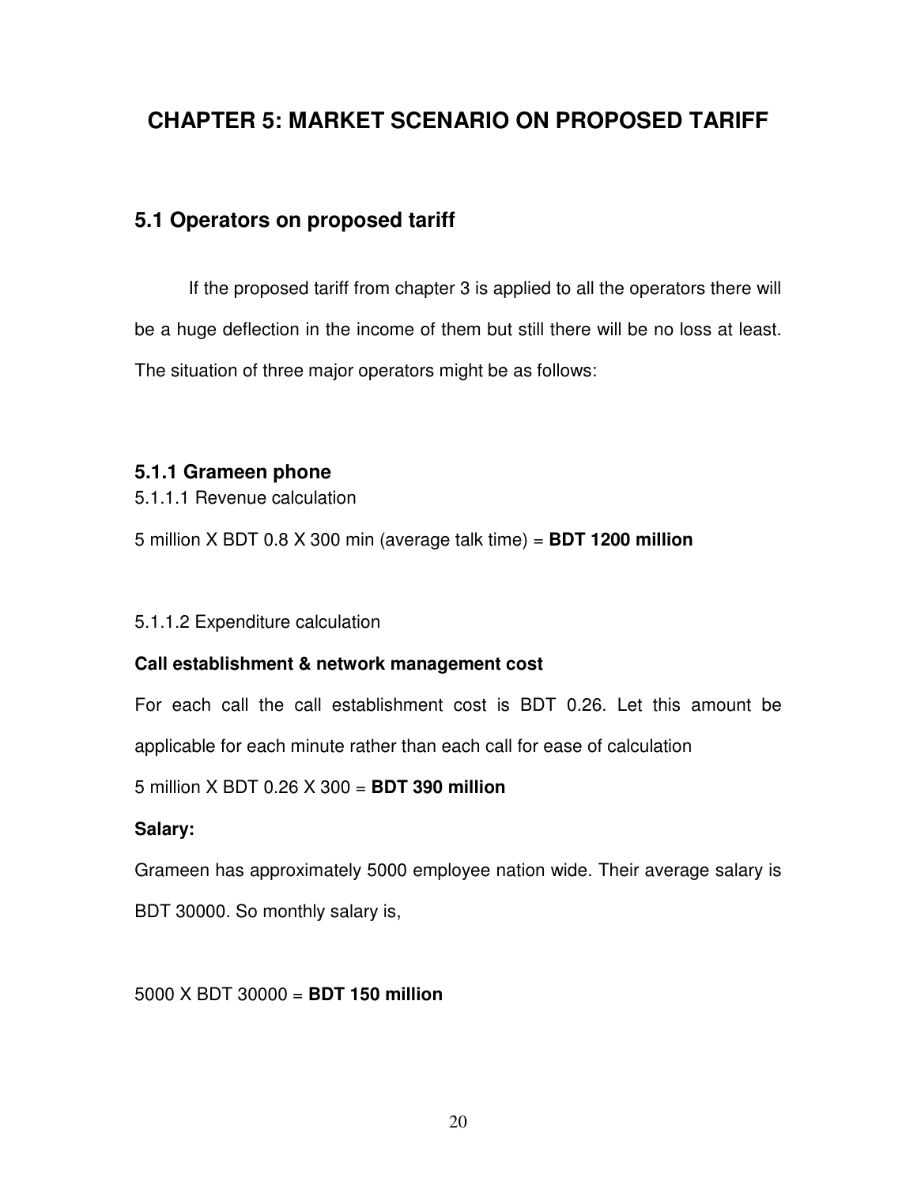# CHAPTER 5: MARKET SCENARIO ON PROPOSED TARIFF

## 5.1 Operators on proposed tariff

If the proposed tariff from chapter 3 is applied to all the operators there will be a huge deflection in the income of them but still there will be no loss at least. The situation of three major operators might be as follows:

### 5.1.1 Grameen phone

5.1.1.1 Revenue calculation

5 million X BDT 0.8 X 300 min (average talk time) = **BDT 1200 million**

5.1.1.2 Expenditure calculation

**Call establishment & network management cost**

For each call the call establishment cost is BDT 0.26. Let this amount be applicable for each minute rather than each call for ease of calculation

5 million X BDT 0.26 X 300 = **BDT 390 million**

**Salary:**

Grameen has approximately 5000 employee nation wide. Their average salary is BDT 30000. So monthly salary is,

5000 X BDT 30000 = **BDT 150 million**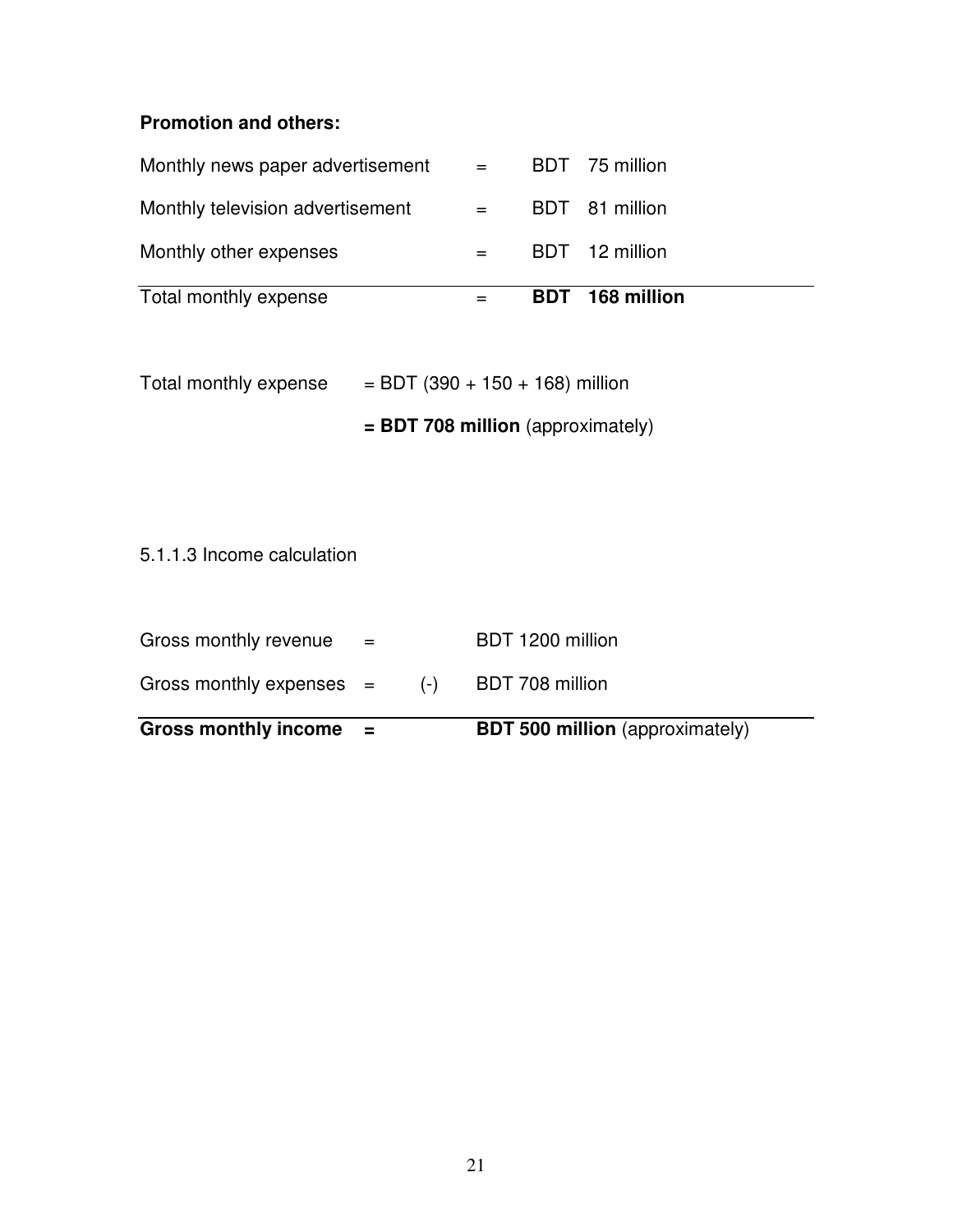**Promotion and others:**

| | | | |
|---|---|---|---|
| Monthly news paper advertisement | = | BDT | 75 million |
| Monthly television advertisement | = | BDT | 81 million |
| Monthly other expenses | = | BDT | 12 million |
| Total monthly expense | = | **BDT** | **168 million** |

Total monthly expense = BDT (390 + 150 + 168) million

= **BDT 708 million** (approximately)

5.1.1.3 Income calculation

| | | | |
|---|---|---|---|
| Gross monthly revenue | = | | BDT 1200 million |
| Gross monthly expenses | = | (-) | BDT 708 million |
| **Gross monthly income** | **=** | | **BDT 500 million** (approximately) |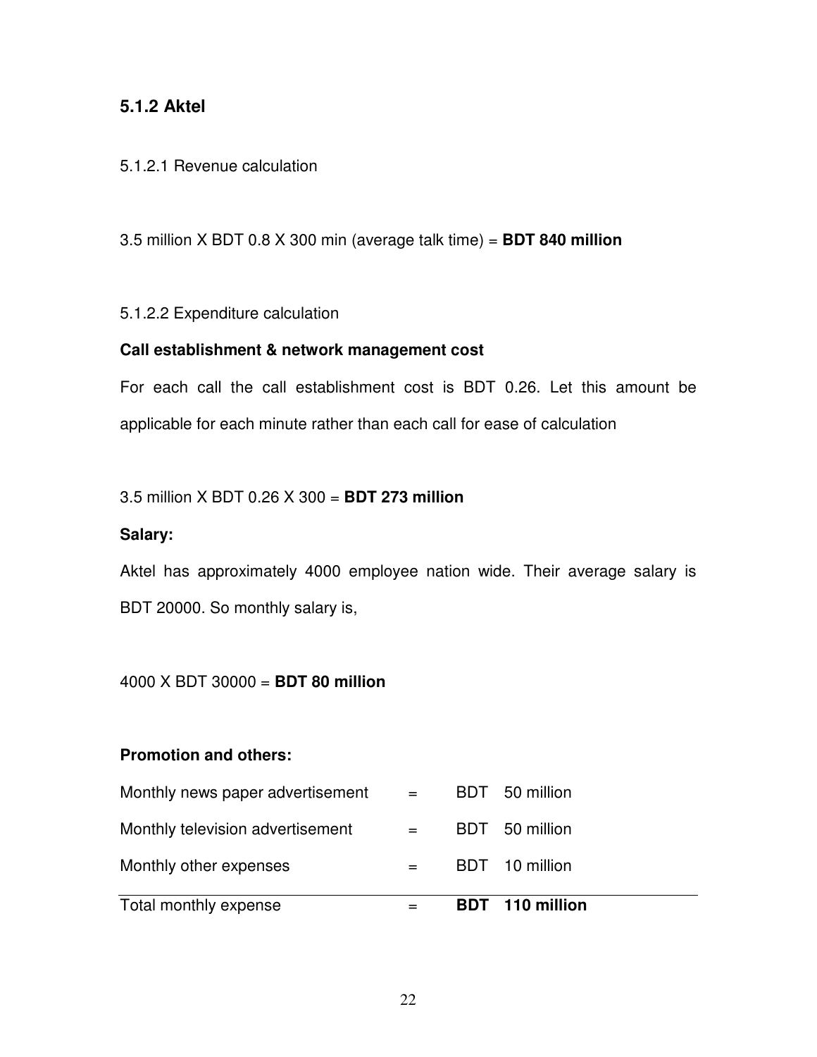### 5.1.2 Aktel

5.1.2.1 Revenue calculation

3.5 million X BDT 0.8 X 300 min (average talk time) = **BDT 840 million**

5.1.2.2 Expenditure calculation

**Call establishment & network management cost**

For each call the call establishment cost is BDT 0.26. Let this amount be applicable for each minute rather than each call for ease of calculation

3.5 million X BDT 0.26 X 300 = **BDT 273 million**

**Salary:**

Aktel has approximately 4000 employee nation wide. Their average salary is BDT 20000. So monthly salary is,

4000 X BDT 30000 = **BDT 80 million**

**Promotion and others:**

| | | | |
|---|---|---|---|
| Monthly news paper advertisement | = | BDT | 50 million |
| Monthly television advertisement | = | BDT | 50 million |
| Monthly other expenses | = | BDT | 10 million |
| Total monthly expense | = | **BDT** | **110 million** |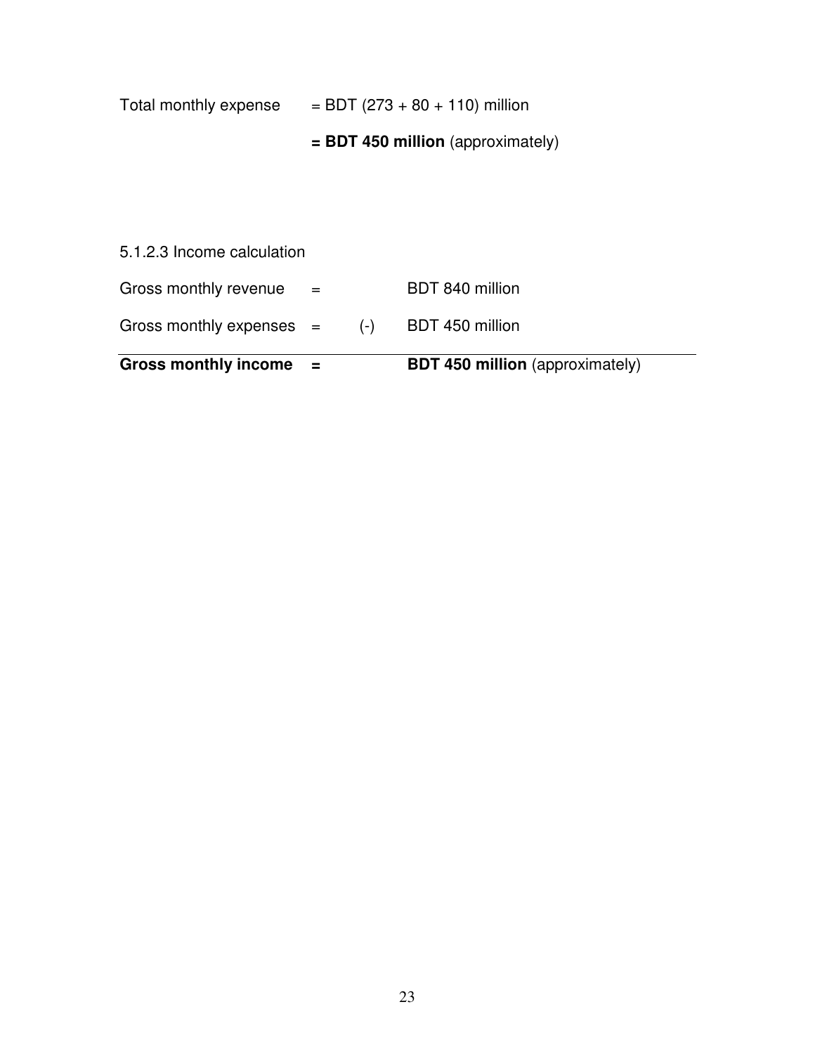Total monthly expense = BDT (273 + 80 + 110) million

**= BDT 450 million** (approximately)

5.1.2.3 Income calculation

| | | | |
|---|---|---|---|
| Gross monthly revenue | = | | BDT 840 million |
| Gross monthly expenses | = | (-) | BDT 450 million |
| **Gross monthly income** | **=** | | **BDT 450 million** (approximately) |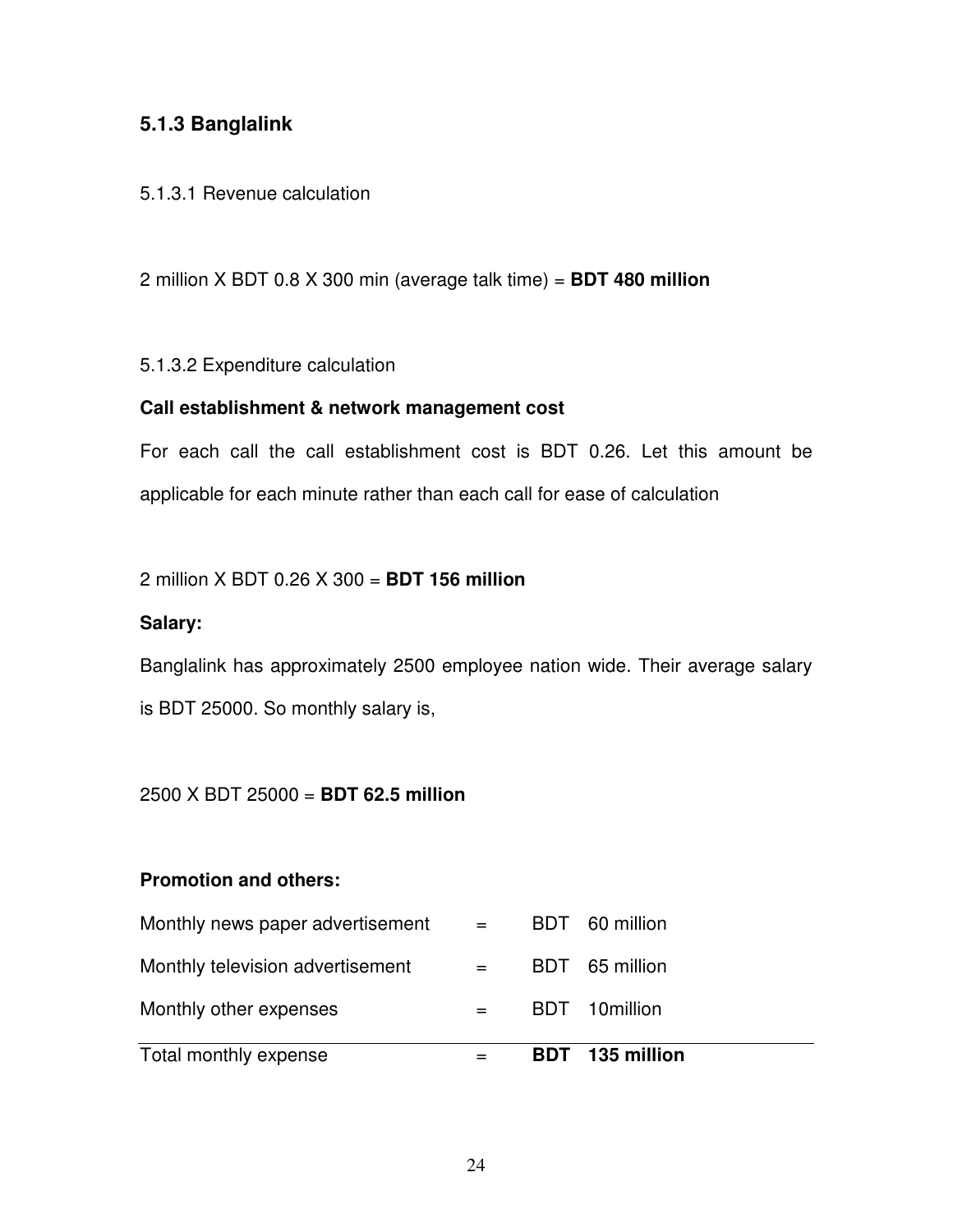### 5.1.3 Banglalink

5.1.3.1 Revenue calculation

2 million X BDT 0.8 X 300 min (average talk time) = **BDT 480 million**

5.1.3.2 Expenditure calculation

**Call establishment & network management cost**

For each call the call establishment cost is BDT 0.26. Let this amount be applicable for each minute rather than each call for ease of calculation

2 million X BDT 0.26 X 300 = **BDT 156 million**

**Salary:**

Banglalink has approximately 2500 employee nation wide. Their average salary is BDT 25000. So monthly salary is,

2500 X BDT 25000 = **BDT 62.5 million**

**Promotion and others:**

| | | | |
|---|---|---|---|
| Monthly news paper advertisement | = | BDT | 60 million |
| Monthly television advertisement | = | BDT | 65 million |
| Monthly other expenses | = | BDT | 10million |
| Total monthly expense | = | **BDT** | **135 million** |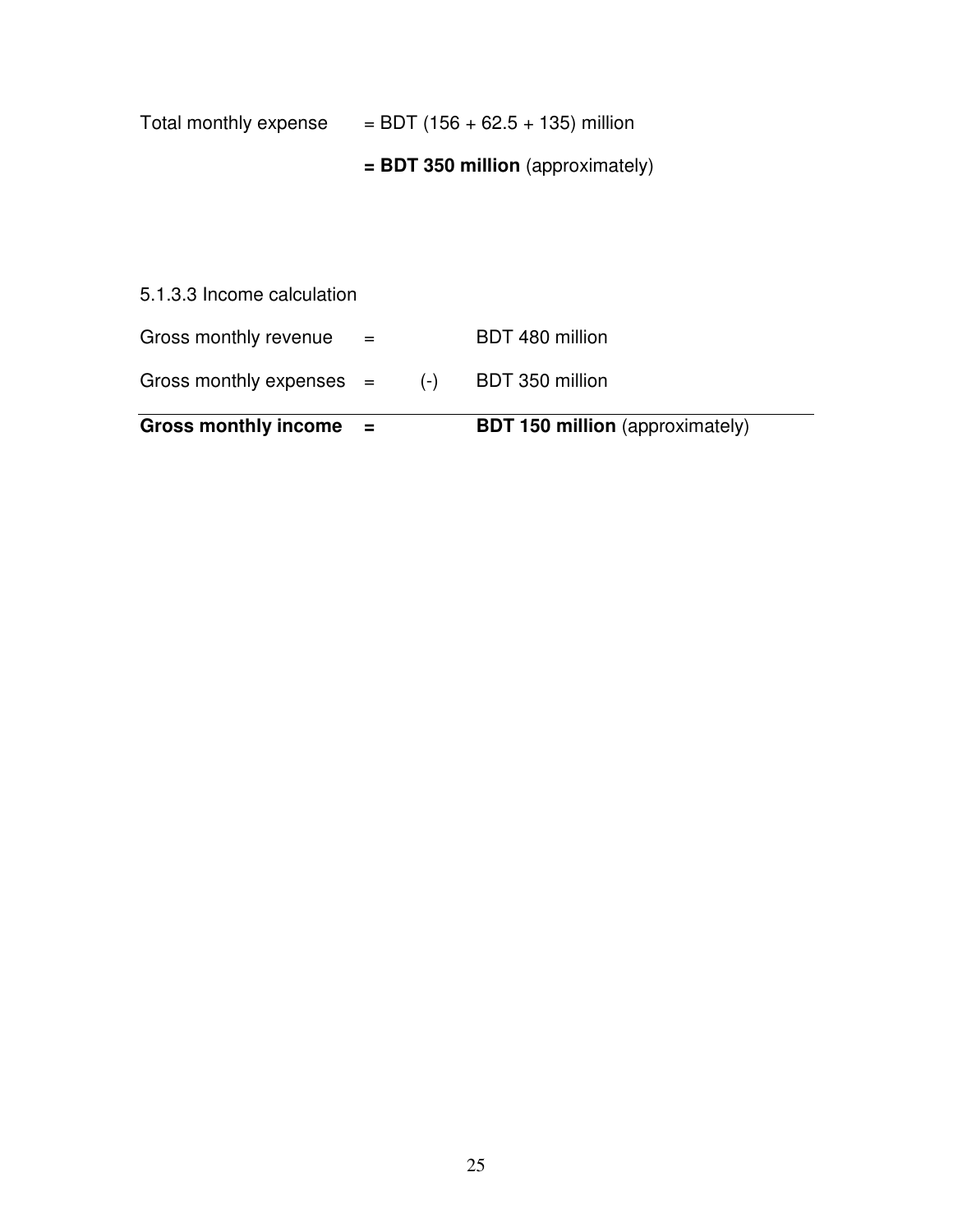Total monthly expense = BDT (156 + 62.5 + 135) million

**= BDT 350 million** (approximately)

5.1.3.3 Income calculation

| | | | |
|---|---|---|---|
| Gross monthly revenue | = | | BDT 480 million |
| Gross monthly expenses | = | (-) | BDT 350 million |
| **Gross monthly income** | **=** | | **BDT 150 million** (approximately) |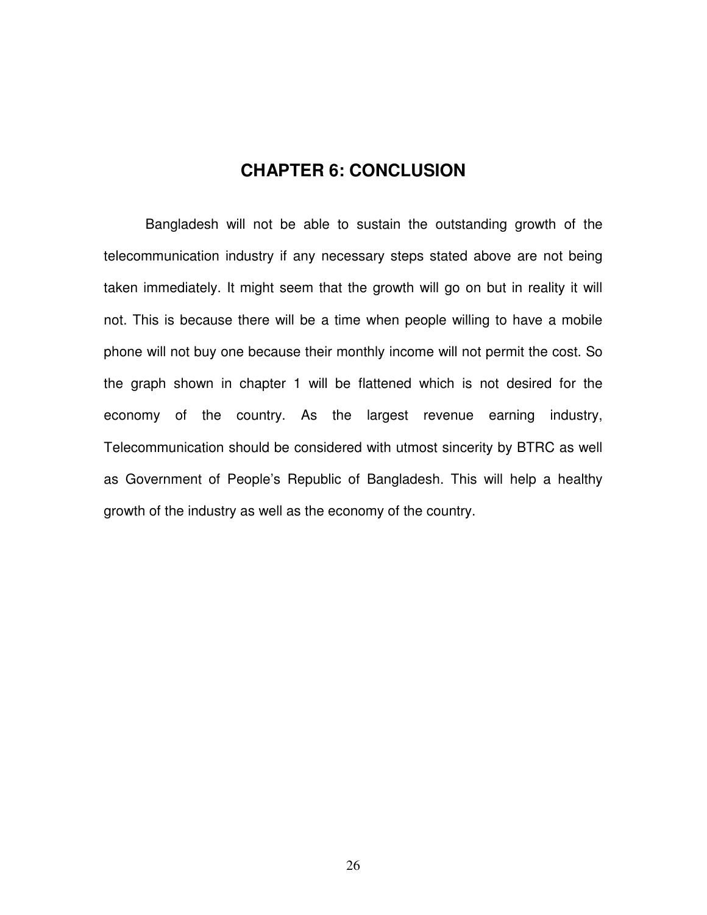# CHAPTER 6: CONCLUSION

Bangladesh will not be able to sustain the outstanding growth of the telecommunication industry if any necessary steps stated above are not being taken immediately. It might seem that the growth will go on but in reality it will not. This is because there will be a time when people willing to have a mobile phone will not buy one because their monthly income will not permit the cost. So the graph shown in chapter 1 will be flattened which is not desired for the economy of the country. As the largest revenue earning industry, Telecommunication should be considered with utmost sincerity by BTRC as well as Government of People's Republic of Bangladesh. This will help a healthy growth of the industry as well as the economy of the country.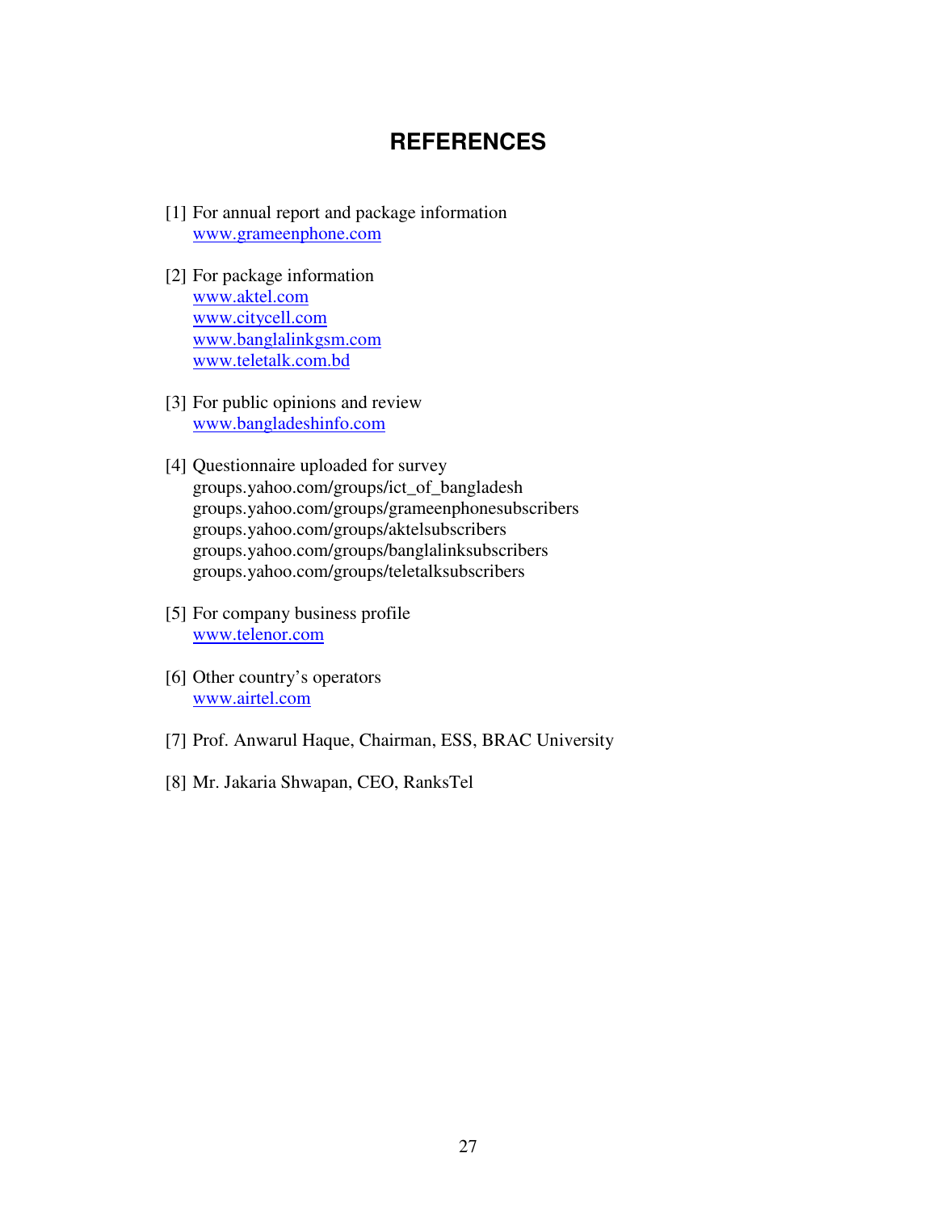# REFERENCES

[1] For annual report and package information
www.grameenphone.com

[2] For package information
www.aktel.com
www.citycell.com
www.banglalinkgsm.com
www.teletalk.com.bd

[3] For public opinions and review
www.bangladeshinfo.com

[4] Questionnaire uploaded for survey
groups.yahoo.com/groups/ict_of_bangladesh
groups.yahoo.com/groups/grameenphonesubscribers
groups.yahoo.com/groups/aktelsubscribers
groups.yahoo.com/groups/banglalinksubscribers
groups.yahoo.com/groups/teletalksubscribers

[5] For company business profile
www.telenor.com

[6] Other country's operators
www.airtel.com

[7] Prof. Anwarul Haque, Chairman, ESS, BRAC University

[8] Mr. Jakaria Shwapan, CEO, RanksTel